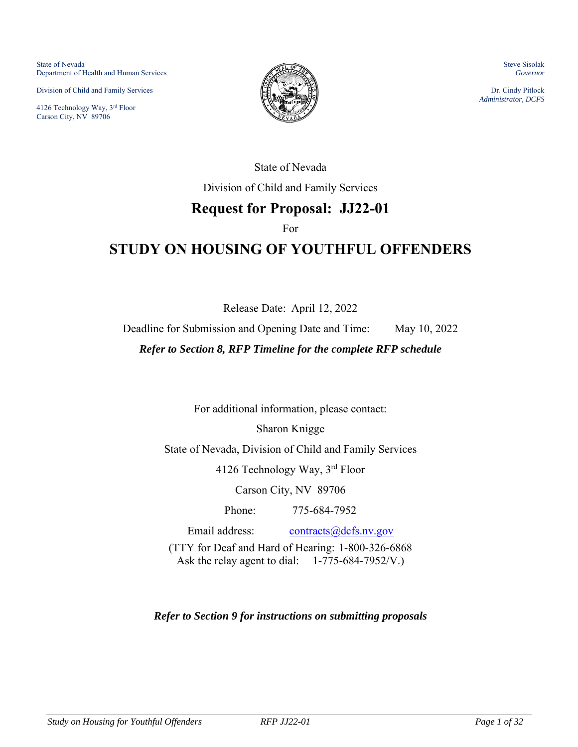State of Nevada
Department of Health and Human Services

Division of Child and Family Services

4126 Technology Way, 3rd Floor
Carson City, NV 89706

Steve Sisolak
*Governor*

Dr. Cindy Pitlock
*Administrator, DCFS*

State of Nevada

Division of Child and Family Services

# Request for Proposal: JJ22-01

For

# STUDY ON HOUSING OF YOUTHFUL OFFENDERS

Release Date: April 12, 2022

Deadline for Submission and Opening Date and Time: May 10, 2022

***Refer to Section 8, RFP Timeline for the complete RFP schedule***

For additional information, please contact:

Sharon Knigge

State of Nevada, Division of Child and Family Services

4126 Technology Way, 3rd Floor

Carson City, NV 89706

Phone: 775-684-7952

Email address: contracts@dcfs.nv.gov

(TTY for Deaf and Hard of Hearing: 1-800-326-6868
Ask the relay agent to dial: 1-775-684-7952/V.)

***Refer to Section 9 for instructions on submitting proposals***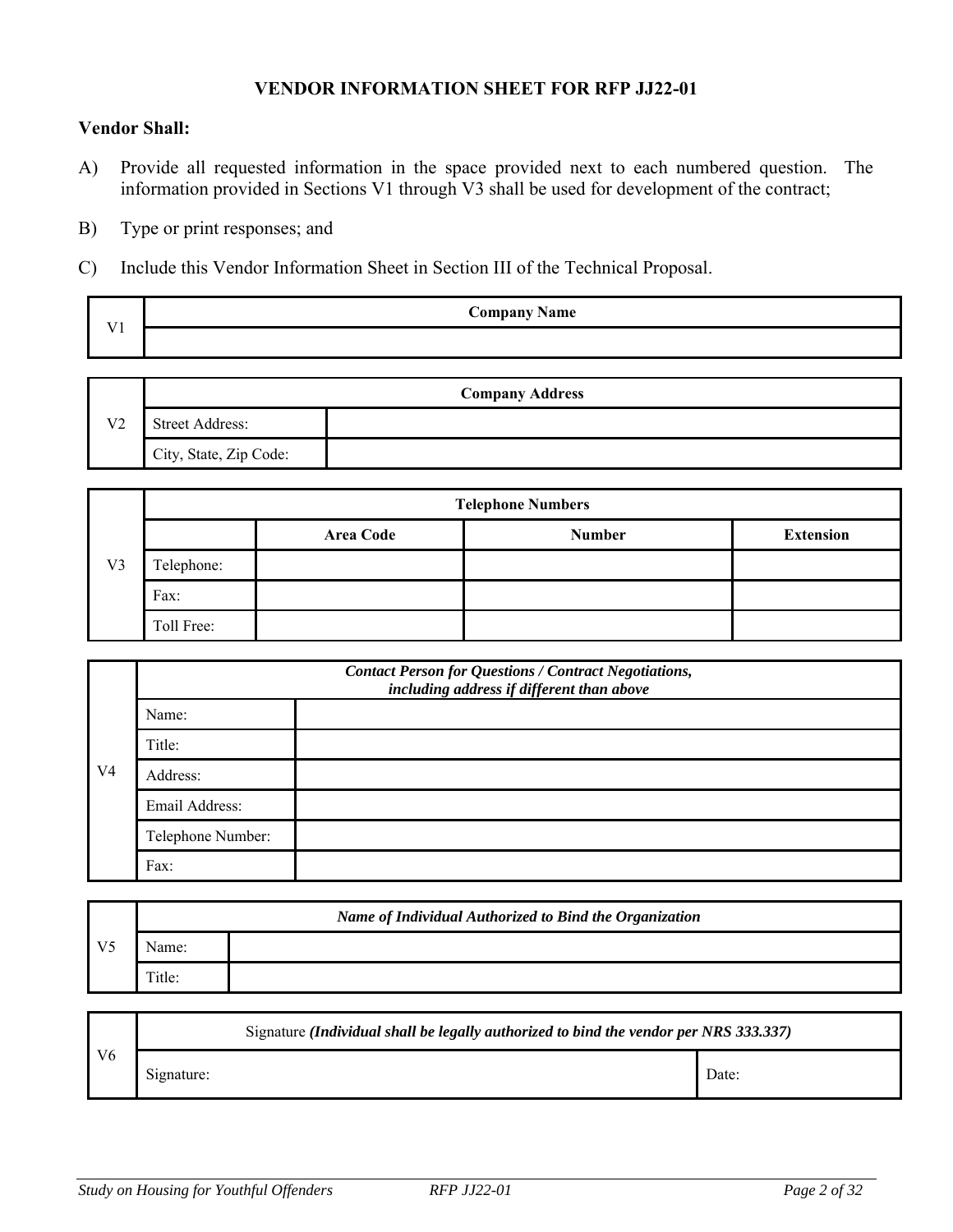## VENDOR INFORMATION SHEET FOR RFP JJ22-01

**Vendor Shall:**

A) Provide all requested information in the space provided next to each numbered question. The information provided in Sections V1 through V3 shall be used for development of the contract;

B) Type or print responses; and

C) Include this Vendor Information Sheet in Section III of the Technical Proposal.

| V1 | **Company Name** |
|---|---|
| | |

| V2 | **Company Address** | |
|---|---|---|
| | Street Address: | |
| | City, State, Zip Code: | |

| V3 | **Telephone Numbers** | | | |
|---|---|---|---|---|
| | | **Area Code** | **Number** | **Extension** |
| | Telephone: | | | |
| | Fax: | | | |
| | Toll Free: | | | |

| V4 | ***Contact Person for Questions / Contract Negotiations, including address if different than above*** | |
|---|---|---|
| | Name: | |
| | Title: | |
| | Address: | |
| | Email Address: | |
| | Telephone Number: | |
| | Fax: | |

| V5 | ***Name of Individual Authorized to Bind the Organization*** | |
|---|---|---|
| | Name: | |
| | Title: | |

| V6 | Signature ***(Individual shall be legally authorized to bind the vendor per NRS 333.337)*** | |
|---|---|---|
| | Signature: | Date: |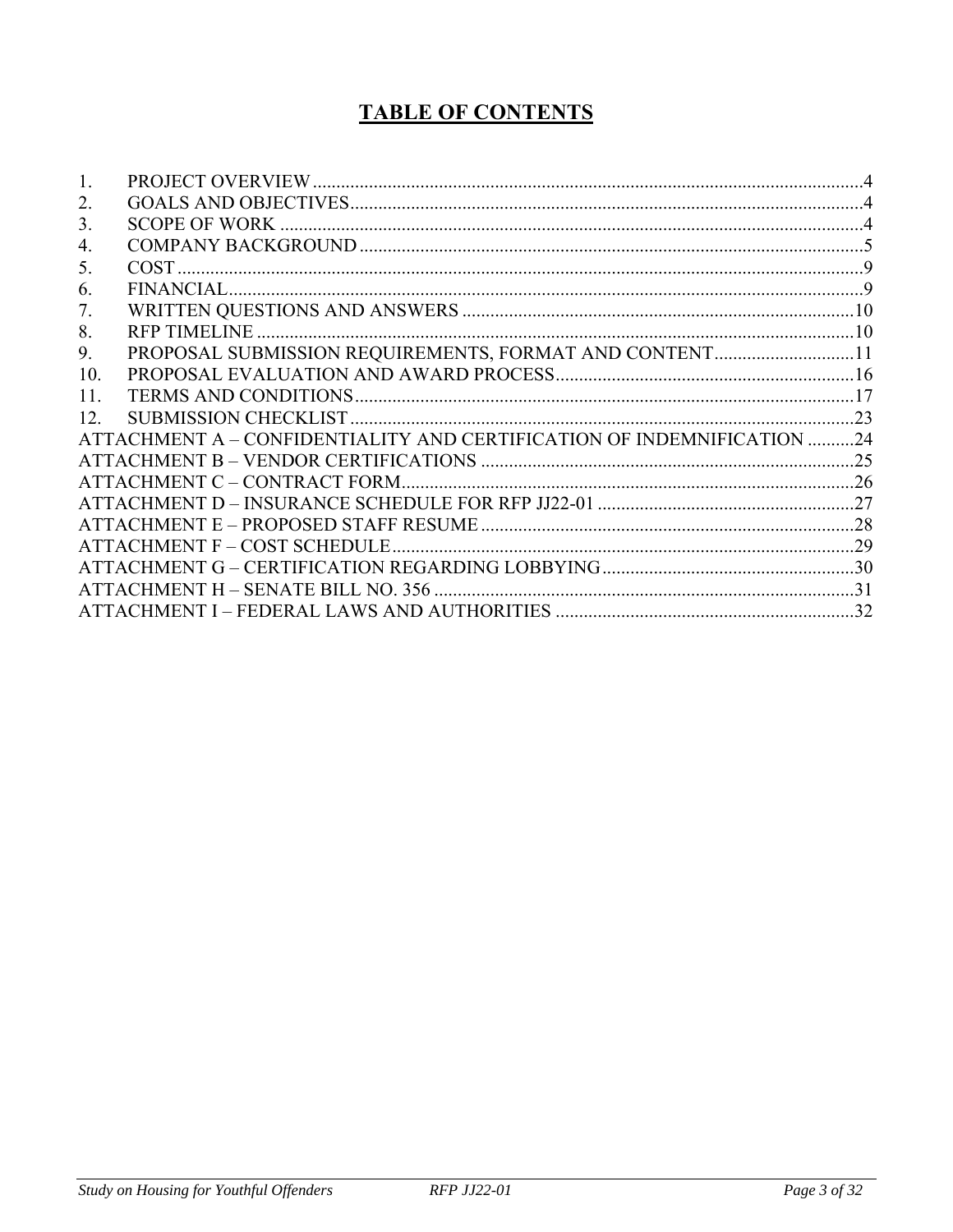# TABLE OF CONTENTS

1. PROJECT OVERVIEW ..... 4
2. GOALS AND OBJECTIVES ..... 4
3. SCOPE OF WORK ..... 4
4. COMPANY BACKGROUND ..... 5
5. COST ..... 9
6. FINANCIAL ..... 9
7. WRITTEN QUESTIONS AND ANSWERS ..... 10
8. RFP TIMELINE ..... 10
9. PROPOSAL SUBMISSION REQUIREMENTS, FORMAT AND CONTENT ..... 11
10. PROPOSAL EVALUATION AND AWARD PROCESS ..... 16
11. TERMS AND CONDITIONS ..... 17
12. SUBMISSION CHECKLIST ..... 23

ATTACHMENT A – CONFIDENTIALITY AND CERTIFICATION OF INDEMNIFICATION ..... 24
ATTACHMENT B – VENDOR CERTIFICATIONS ..... 25
ATTACHMENT C – CONTRACT FORM ..... 26
ATTACHMENT D – INSURANCE SCHEDULE FOR RFP JJ22-01 ..... 27
ATTACHMENT E – PROPOSED STAFF RESUME ..... 28
ATTACHMENT F – COST SCHEDULE ..... 29
ATTACHMENT G – CERTIFICATION REGARDING LOBBYING ..... 30
ATTACHMENT H – SENATE BILL NO. 356 ..... 31
ATTACHMENT I – FEDERAL LAWS AND AUTHORITIES ..... 32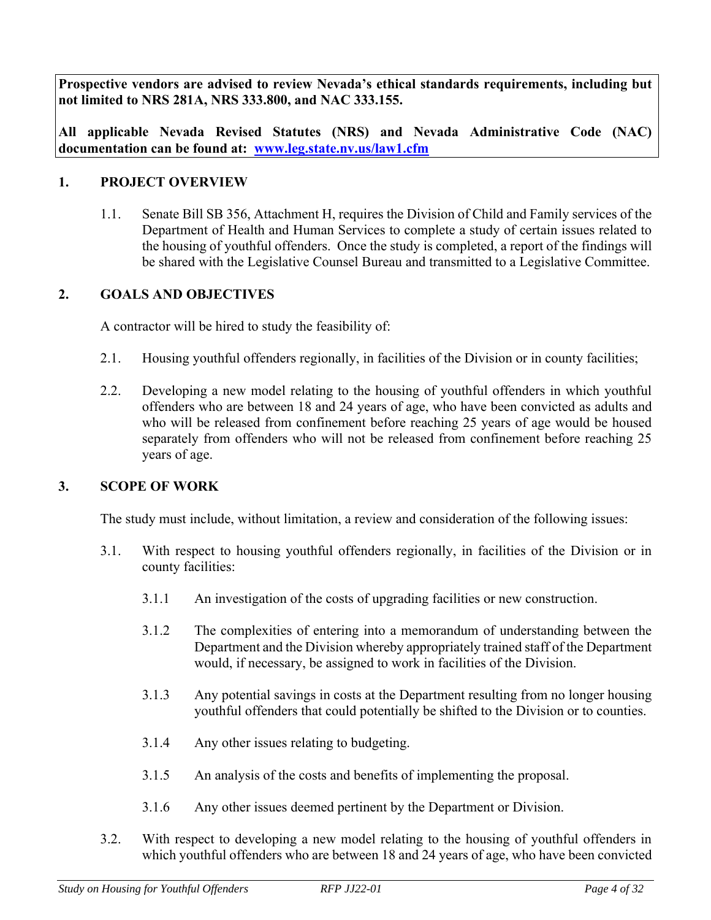**Prospective vendors are advised to review Nevada's ethical standards requirements, including but not limited to NRS 281A, NRS 333.800, and NAC 333.155.**

**All applicable Nevada Revised Statutes (NRS) and Nevada Administrative Code (NAC) documentation can be found at: [www.leg.state.nv.us/law1.cfm](www.leg.state.nv.us/law1.cfm)**

## 1. PROJECT OVERVIEW

1.1. Senate Bill SB 356, Attachment H, requires the Division of Child and Family services of the Department of Health and Human Services to complete a study of certain issues related to the housing of youthful offenders. Once the study is completed, a report of the findings will be shared with the Legislative Counsel Bureau and transmitted to a Legislative Committee.

## 2. GOALS AND OBJECTIVES

A contractor will be hired to study the feasibility of:

2.1. Housing youthful offenders regionally, in facilities of the Division or in county facilities;

2.2. Developing a new model relating to the housing of youthful offenders in which youthful offenders who are between 18 and 24 years of age, who have been convicted as adults and who will be released from confinement before reaching 25 years of age would be housed separately from offenders who will not be released from confinement before reaching 25 years of age.

## 3. SCOPE OF WORK

The study must include, without limitation, a review and consideration of the following issues:

3.1. With respect to housing youthful offenders regionally, in facilities of the Division or in county facilities:

3.1.1 An investigation of the costs of upgrading facilities or new construction.

3.1.2 The complexities of entering into a memorandum of understanding between the Department and the Division whereby appropriately trained staff of the Department would, if necessary, be assigned to work in facilities of the Division.

3.1.3 Any potential savings in costs at the Department resulting from no longer housing youthful offenders that could potentially be shifted to the Division or to counties.

3.1.4 Any other issues relating to budgeting.

3.1.5 An analysis of the costs and benefits of implementing the proposal.

3.1.6 Any other issues deemed pertinent by the Department or Division.

3.2. With respect to developing a new model relating to the housing of youthful offenders in which youthful offenders who are between 18 and 24 years of age, who have been convicted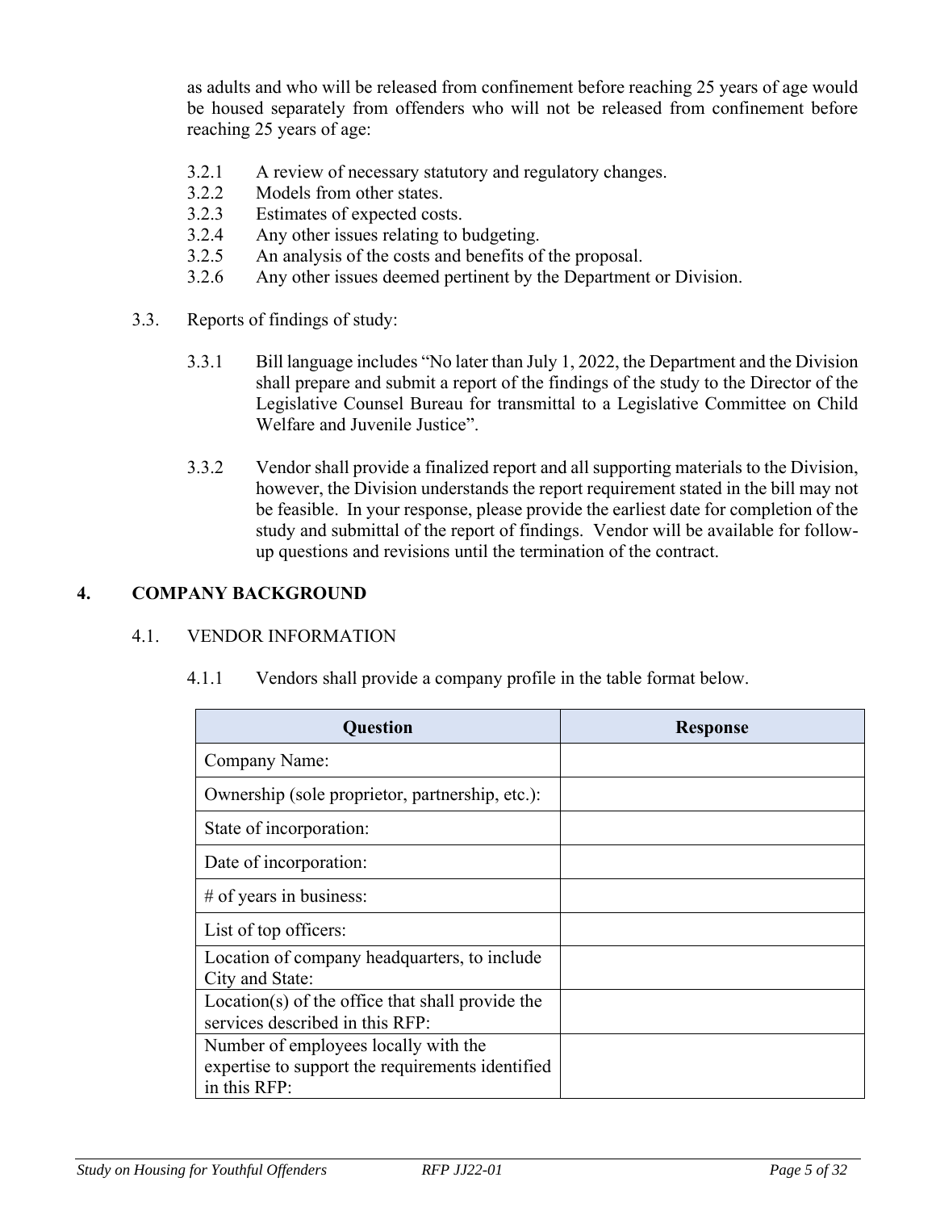as adults and who will be released from confinement before reaching 25 years of age would be housed separately from offenders who will not be released from confinement before reaching 25 years of age:

- 3.2.1 A review of necessary statutory and regulatory changes.
- 3.2.2 Models from other states.
- 3.2.3 Estimates of expected costs.
- 3.2.4 Any other issues relating to budgeting.
- 3.2.5 An analysis of the costs and benefits of the proposal.
- 3.2.6 Any other issues deemed pertinent by the Department or Division.

3.3. Reports of findings of study:

3.3.1 Bill language includes "No later than July 1, 2022, the Department and the Division shall prepare and submit a report of the findings of the study to the Director of the Legislative Counsel Bureau for transmittal to a Legislative Committee on Child Welfare and Juvenile Justice".

3.3.2 Vendor shall provide a finalized report and all supporting materials to the Division, however, the Division understands the report requirement stated in the bill may not be feasible. In your response, please provide the earliest date for completion of the study and submittal of the report of findings. Vendor will be available for follow-up questions and revisions until the termination of the contract.

## 4. COMPANY BACKGROUND

### 4.1. VENDOR INFORMATION

4.1.1 Vendors shall provide a company profile in the table format below.

| Question | Response |
|---|---|
| Company Name: | |
| Ownership (sole proprietor, partnership, etc.): | |
| State of incorporation: | |
| Date of incorporation: | |
| # of years in business: | |
| List of top officers: | |
| Location of company headquarters, to include City and State: | |
| Location(s) of the office that shall provide the services described in this RFP: | |
| Number of employees locally with the expertise to support the requirements identified in this RFP: | |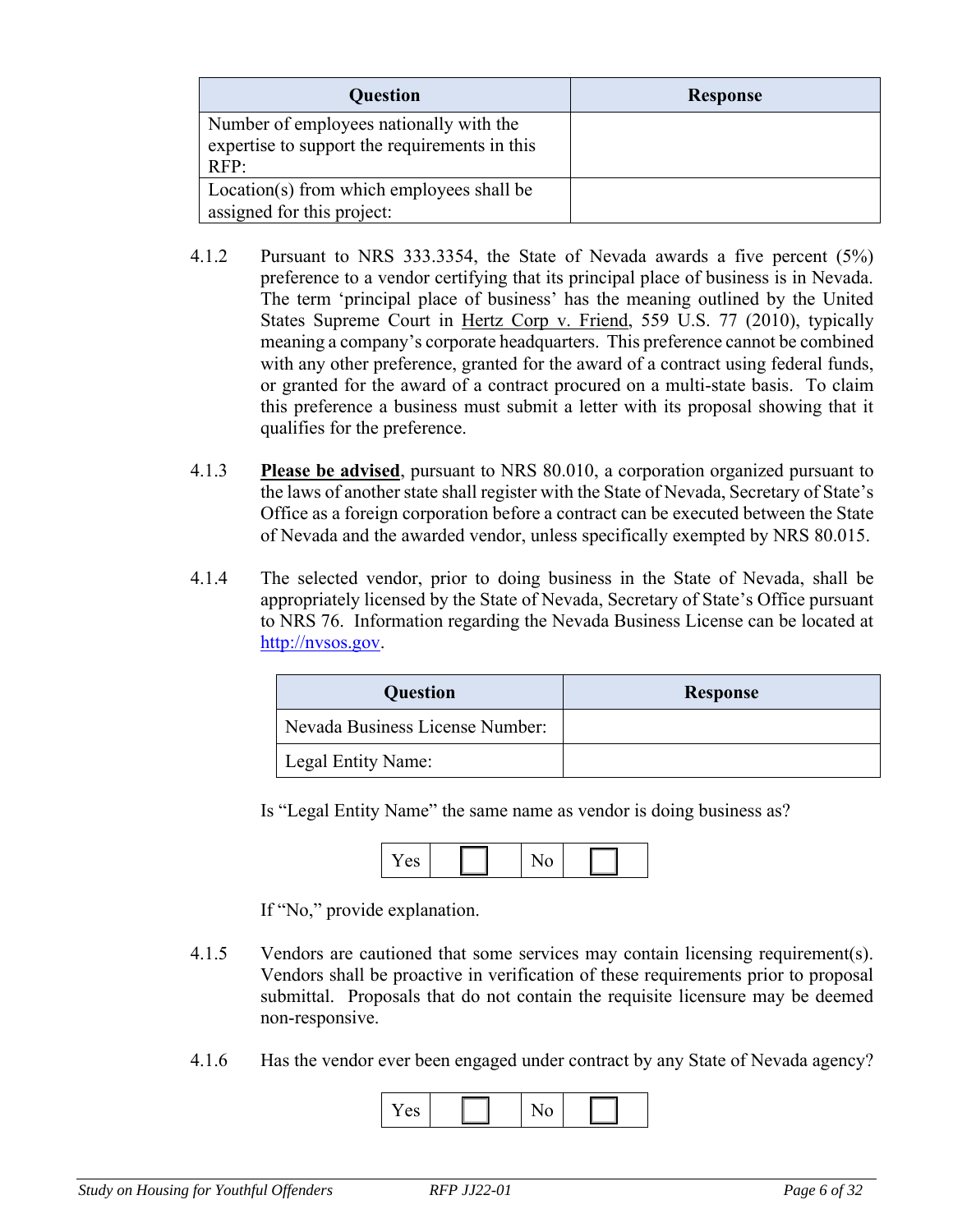| Question | Response |
| --- | --- |
| Number of employees nationally with the expertise to support the requirements in this RFP: | |
| Location(s) from which employees shall be assigned for this project: | |

4.1.2 Pursuant to NRS 333.3354, the State of Nevada awards a five percent (5%) preference to a vendor certifying that its principal place of business is in Nevada. The term 'principal place of business' has the meaning outlined by the United States Supreme Court in Hertz Corp v. Friend, 559 U.S. 77 (2010), typically meaning a company's corporate headquarters. This preference cannot be combined with any other preference, granted for the award of a contract using federal funds, or granted for the award of a contract procured on a multi-state basis. To claim this preference a business must submit a letter with its proposal showing that it qualifies for the preference.

4.1.3 **Please be advised**, pursuant to NRS 80.010, a corporation organized pursuant to the laws of another state shall register with the State of Nevada, Secretary of State's Office as a foreign corporation before a contract can be executed between the State of Nevada and the awarded vendor, unless specifically exempted by NRS 80.015.

4.1.4 The selected vendor, prior to doing business in the State of Nevada, shall be appropriately licensed by the State of Nevada, Secretary of State's Office pursuant to NRS 76. Information regarding the Nevada Business License can be located at http://nvsos.gov.

| Question | Response |
| --- | --- |
| Nevada Business License Number: | |
| Legal Entity Name: | |

Is "Legal Entity Name" the same name as vendor is doing business as?

| Yes | ☐ | No | ☐ |
| --- | --- | --- | --- |

If "No," provide explanation.

4.1.5 Vendors are cautioned that some services may contain licensing requirement(s). Vendors shall be proactive in verification of these requirements prior to proposal submittal. Proposals that do not contain the requisite licensure may be deemed non-responsive.

4.1.6 Has the vendor ever been engaged under contract by any State of Nevada agency?

| Yes | ☐ | No | ☐ |
| --- | --- | --- | --- |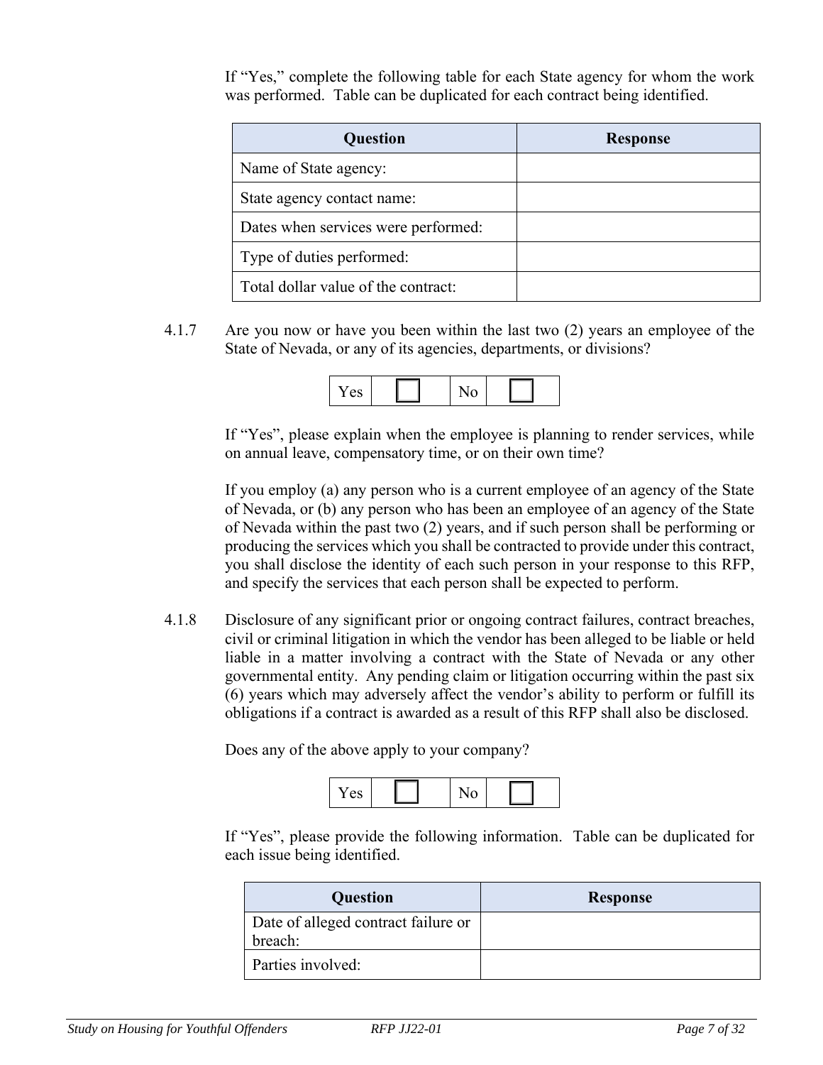If "Yes," complete the following table for each State agency for whom the work was performed. Table can be duplicated for each contract being identified.

| Question | Response |
|---|---|
| Name of State agency: | |
| State agency contact name: | |
| Dates when services were performed: | |
| Type of duties performed: | |
| Total dollar value of the contract: | |

4.1.7 Are you now or have you been within the last two (2) years an employee of the State of Nevada, or any of its agencies, departments, or divisions?

| Yes | ☐ | No | ☐ |
|---|---|---|---|

If "Yes", please explain when the employee is planning to render services, while on annual leave, compensatory time, or on their own time?

If you employ (a) any person who is a current employee of an agency of the State of Nevada, or (b) any person who has been an employee of an agency of the State of Nevada within the past two (2) years, and if such person shall be performing or producing the services which you shall be contracted to provide under this contract, you shall disclose the identity of each such person in your response to this RFP, and specify the services that each person shall be expected to perform.

4.1.8 Disclosure of any significant prior or ongoing contract failures, contract breaches, civil or criminal litigation in which the vendor has been alleged to be liable or held liable in a matter involving a contract with the State of Nevada or any other governmental entity. Any pending claim or litigation occurring within the past six (6) years which may adversely affect the vendor's ability to perform or fulfill its obligations if a contract is awarded as a result of this RFP shall also be disclosed.

Does any of the above apply to your company?

| Yes | ☐ | No | ☐ |
|---|---|---|---|

If "Yes", please provide the following information. Table can be duplicated for each issue being identified.

| Question | Response |
|---|---|
| Date of alleged contract failure or breach: | |
| Parties involved: | |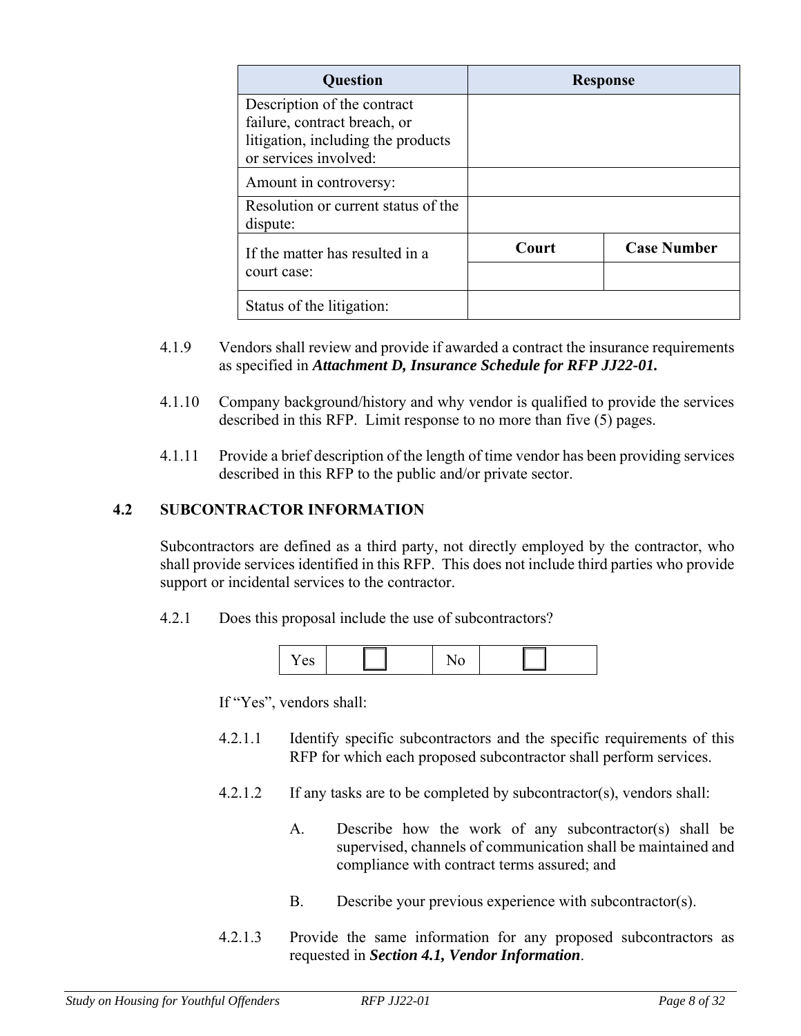| Question | Response | |
|---|---|---|
| Description of the contract failure, contract breach, or litigation, including the products or services involved: | | |
| Amount in controversy: | | |
| Resolution or current status of the dispute: | | |
| If the matter has resulted in a court case: | **Court** | **Case Number** |
| | | |
| Status of the litigation: | | |

4.1.9 Vendors shall review and provide if awarded a contract the insurance requirements as specified in ***Attachment D, Insurance Schedule for RFP JJ22-01.***

4.1.10 Company background/history and why vendor is qualified to provide the services described in this RFP. Limit response to no more than five (5) pages.

4.1.11 Provide a brief description of the length of time vendor has been providing services described in this RFP to the public and/or private sector.

## 4.2 SUBCONTRACTOR INFORMATION

Subcontractors are defined as a third party, not directly employed by the contractor, who shall provide services identified in this RFP. This does not include third parties who provide support or incidental services to the contractor.

4.2.1 Does this proposal include the use of subcontractors?

| Yes | ☐ | No | ☐ |
|---|---|---|---|

If "Yes", vendors shall:

4.2.1.1 Identify specific subcontractors and the specific requirements of this RFP for which each proposed subcontractor shall perform services.

4.2.1.2 If any tasks are to be completed by subcontractor(s), vendors shall:

A. Describe how the work of any subcontractor(s) shall be supervised, channels of communication shall be maintained and compliance with contract terms assured; and

B. Describe your previous experience with subcontractor(s).

4.2.1.3 Provide the same information for any proposed subcontractors as requested in ***Section 4.1, Vendor Information***.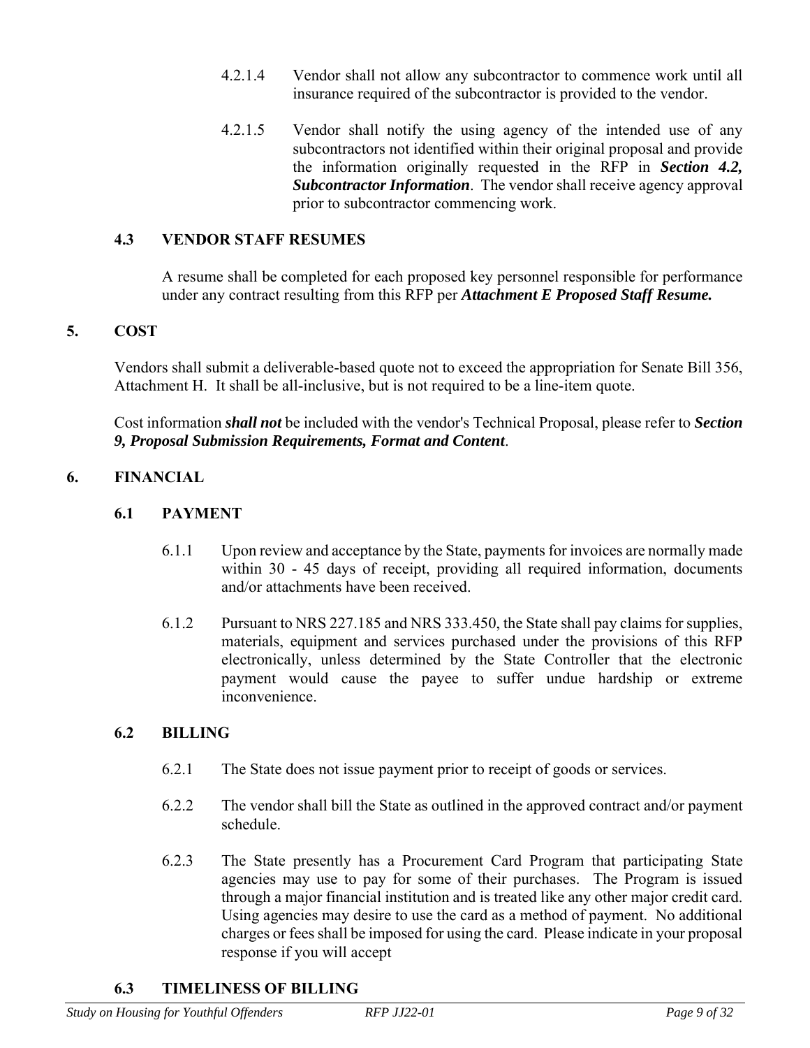4.2.1.4 Vendor shall not allow any subcontractor to commence work until all insurance required of the subcontractor is provided to the vendor.

4.2.1.5 Vendor shall notify the using agency of the intended use of any subcontractors not identified within their original proposal and provide the information originally requested in the RFP in ***Section 4.2, Subcontractor Information***. The vendor shall receive agency approval prior to subcontractor commencing work.

### 4.3 VENDOR STAFF RESUMES

A resume shall be completed for each proposed key personnel responsible for performance under any contract resulting from this RFP per ***Attachment E Proposed Staff Resume.***

## 5. COST

Vendors shall submit a deliverable-based quote not to exceed the appropriation for Senate Bill 356, Attachment H. It shall be all-inclusive, but is not required to be a line-item quote.

Cost information ***shall not*** be included with the vendor's Technical Proposal, please refer to ***Section 9, Proposal Submission Requirements, Format and Content***.

## 6. FINANCIAL

### 6.1 PAYMENT

6.1.1 Upon review and acceptance by the State, payments for invoices are normally made within 30 - 45 days of receipt, providing all required information, documents and/or attachments have been received.

6.1.2 Pursuant to NRS 227.185 and NRS 333.450, the State shall pay claims for supplies, materials, equipment and services purchased under the provisions of this RFP electronically, unless determined by the State Controller that the electronic payment would cause the payee to suffer undue hardship or extreme inconvenience.

### 6.2 BILLING

6.2.1 The State does not issue payment prior to receipt of goods or services.

6.2.2 The vendor shall bill the State as outlined in the approved contract and/or payment schedule.

6.2.3 The State presently has a Procurement Card Program that participating State agencies may use to pay for some of their purchases. The Program is issued through a major financial institution and is treated like any other major credit card. Using agencies may desire to use the card as a method of payment. No additional charges or fees shall be imposed for using the card. Please indicate in your proposal response if you will accept

### 6.3 TIMELINESS OF BILLING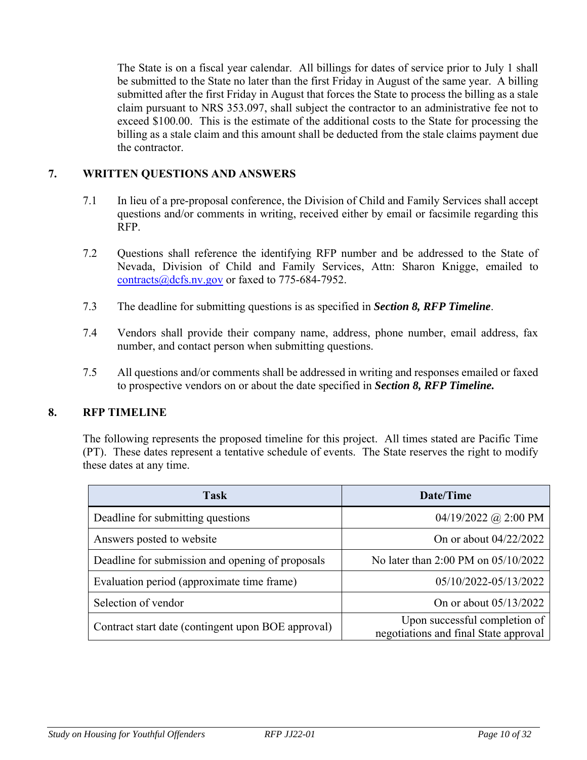The State is on a fiscal year calendar. All billings for dates of service prior to July 1 shall be submitted to the State no later than the first Friday in August of the same year. A billing submitted after the first Friday in August that forces the State to process the billing as a stale claim pursuant to NRS 353.097, shall subject the contractor to an administrative fee not to exceed $100.00. This is the estimate of the additional costs to the State for processing the billing as a stale claim and this amount shall be deducted from the stale claims payment due the contractor.

## 7. WRITTEN QUESTIONS AND ANSWERS

7.1 In lieu of a pre-proposal conference, the Division of Child and Family Services shall accept questions and/or comments in writing, received either by email or facsimile regarding this RFP.

7.2 Questions shall reference the identifying RFP number and be addressed to the State of Nevada, Division of Child and Family Services, Attn: Sharon Knigge, emailed to contracts@dcfs.nv.gov or faxed to 775-684-7952.

7.3 The deadline for submitting questions is as specified in ***Section 8, RFP Timeline***.

7.4 Vendors shall provide their company name, address, phone number, email address, fax number, and contact person when submitting questions.

7.5 All questions and/or comments shall be addressed in writing and responses emailed or faxed to prospective vendors on or about the date specified in ***Section 8, RFP Timeline.***

## 8. RFP TIMELINE

The following represents the proposed timeline for this project. All times stated are Pacific Time (PT). These dates represent a tentative schedule of events. The State reserves the right to modify these dates at any time.

| Task | Date/Time |
|---|---|
| Deadline for submitting questions | 04/19/2022 @ 2:00 PM |
| Answers posted to website | On or about 04/22/2022 |
| Deadline for submission and opening of proposals | No later than 2:00 PM on 05/10/2022 |
| Evaluation period (approximate time frame) | 05/10/2022-05/13/2022 |
| Selection of vendor | On or about 05/13/2022 |
| Contract start date (contingent upon BOE approval) | Upon successful completion of negotiations and final State approval |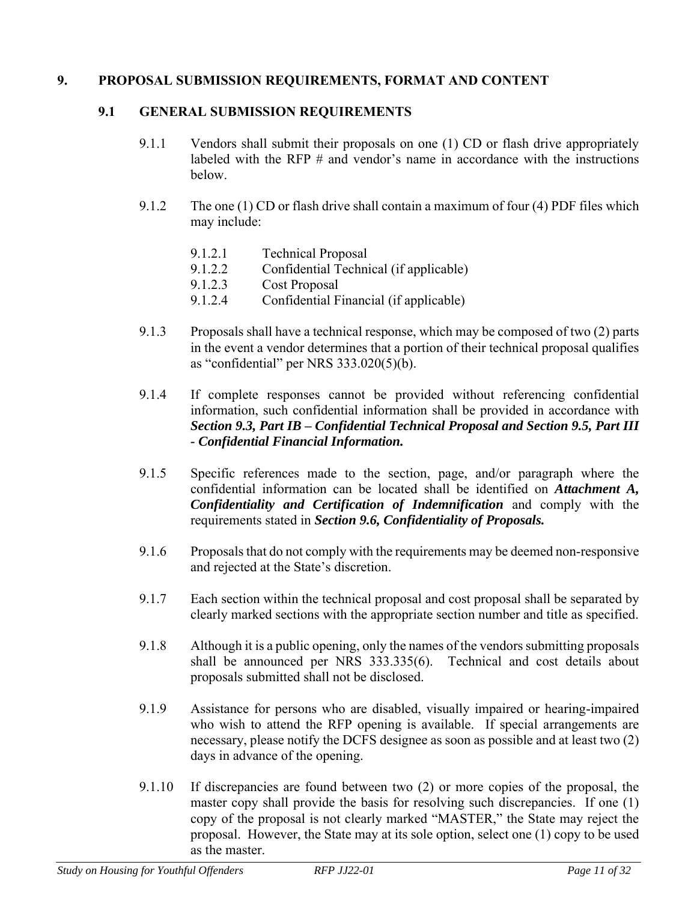## 9. PROPOSAL SUBMISSION REQUIREMENTS, FORMAT AND CONTENT

### 9.1 GENERAL SUBMISSION REQUIREMENTS

9.1.1 Vendors shall submit their proposals on one (1) CD or flash drive appropriately labeled with the RFP # and vendor's name in accordance with the instructions below.

9.1.2 The one (1) CD or flash drive shall contain a maximum of four (4) PDF files which may include:

- 9.1.2.1 Technical Proposal
- 9.1.2.2 Confidential Technical (if applicable)
- 9.1.2.3 Cost Proposal
- 9.1.2.4 Confidential Financial (if applicable)

9.1.3 Proposals shall have a technical response, which may be composed of two (2) parts in the event a vendor determines that a portion of their technical proposal qualifies as "confidential" per NRS 333.020(5)(b).

9.1.4 If complete responses cannot be provided without referencing confidential information, such confidential information shall be provided in accordance with ***Section 9.3, Part IB – Confidential Technical Proposal and Section 9.5, Part III - Confidential Financial Information.***

9.1.5 Specific references made to the section, page, and/or paragraph where the confidential information can be located shall be identified on ***Attachment A, Confidentiality and Certification of Indemnification*** and comply with the requirements stated in ***Section 9.6, Confidentiality of Proposals.***

9.1.6 Proposals that do not comply with the requirements may be deemed non-responsive and rejected at the State's discretion.

9.1.7 Each section within the technical proposal and cost proposal shall be separated by clearly marked sections with the appropriate section number and title as specified.

9.1.8 Although it is a public opening, only the names of the vendors submitting proposals shall be announced per NRS 333.335(6). Technical and cost details about proposals submitted shall not be disclosed.

9.1.9 Assistance for persons who are disabled, visually impaired or hearing-impaired who wish to attend the RFP opening is available. If special arrangements are necessary, please notify the DCFS designee as soon as possible and at least two (2) days in advance of the opening.

9.1.10 If discrepancies are found between two (2) or more copies of the proposal, the master copy shall provide the basis for resolving such discrepancies. If one (1) copy of the proposal is not clearly marked "MASTER," the State may reject the proposal. However, the State may at its sole option, select one (1) copy to be used as the master.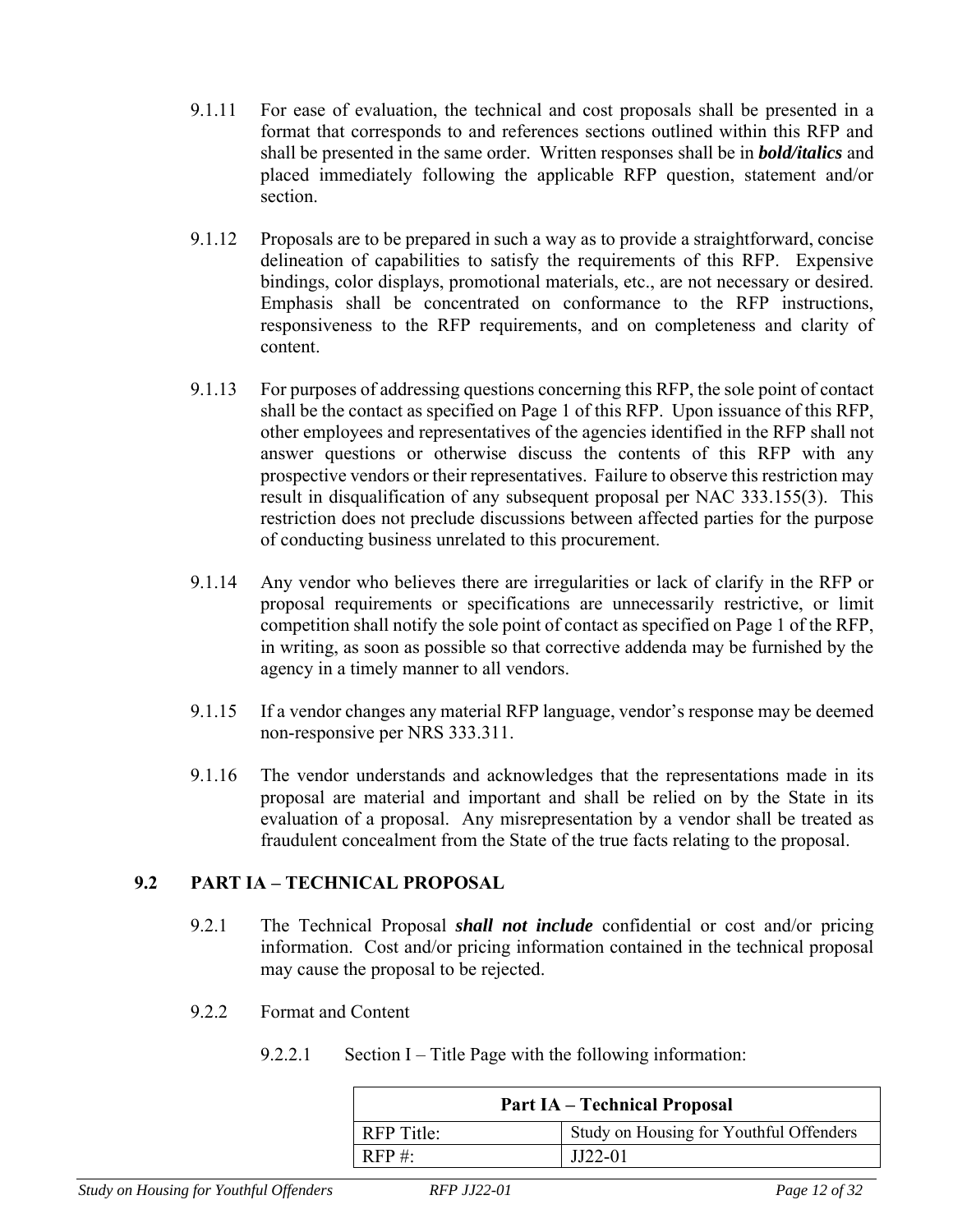9.1.11 For ease of evaluation, the technical and cost proposals shall be presented in a format that corresponds to and references sections outlined within this RFP and shall be presented in the same order. Written responses shall be in ***bold/italics*** and placed immediately following the applicable RFP question, statement and/or section.

9.1.12 Proposals are to be prepared in such a way as to provide a straightforward, concise delineation of capabilities to satisfy the requirements of this RFP. Expensive bindings, color displays, promotional materials, etc., are not necessary or desired. Emphasis shall be concentrated on conformance to the RFP instructions, responsiveness to the RFP requirements, and on completeness and clarity of content.

9.1.13 For purposes of addressing questions concerning this RFP, the sole point of contact shall be the contact as specified on Page 1 of this RFP. Upon issuance of this RFP, other employees and representatives of the agencies identified in the RFP shall not answer questions or otherwise discuss the contents of this RFP with any prospective vendors or their representatives. Failure to observe this restriction may result in disqualification of any subsequent proposal per NAC 333.155(3). This restriction does not preclude discussions between affected parties for the purpose of conducting business unrelated to this procurement.

9.1.14 Any vendor who believes there are irregularities or lack of clarify in the RFP or proposal requirements or specifications are unnecessarily restrictive, or limit competition shall notify the sole point of contact as specified on Page 1 of the RFP, in writing, as soon as possible so that corrective addenda may be furnished by the agency in a timely manner to all vendors.

9.1.15 If a vendor changes any material RFP language, vendor's response may be deemed non-responsive per NRS 333.311.

9.1.16 The vendor understands and acknowledges that the representations made in its proposal are material and important and shall be relied on by the State in its evaluation of a proposal. Any misrepresentation by a vendor shall be treated as fraudulent concealment from the State of the true facts relating to the proposal.

## 9.2 PART IA – TECHNICAL PROPOSAL

9.2.1 The Technical Proposal ***shall not include*** confidential or cost and/or pricing information. Cost and/or pricing information contained in the technical proposal may cause the proposal to be rejected.

9.2.2 Format and Content

9.2.2.1 Section I – Title Page with the following information:

| **Part IA – Technical Proposal** | |
|---|---|
| RFP Title: | Study on Housing for Youthful Offenders |
| RFP #: | JJ22-01 |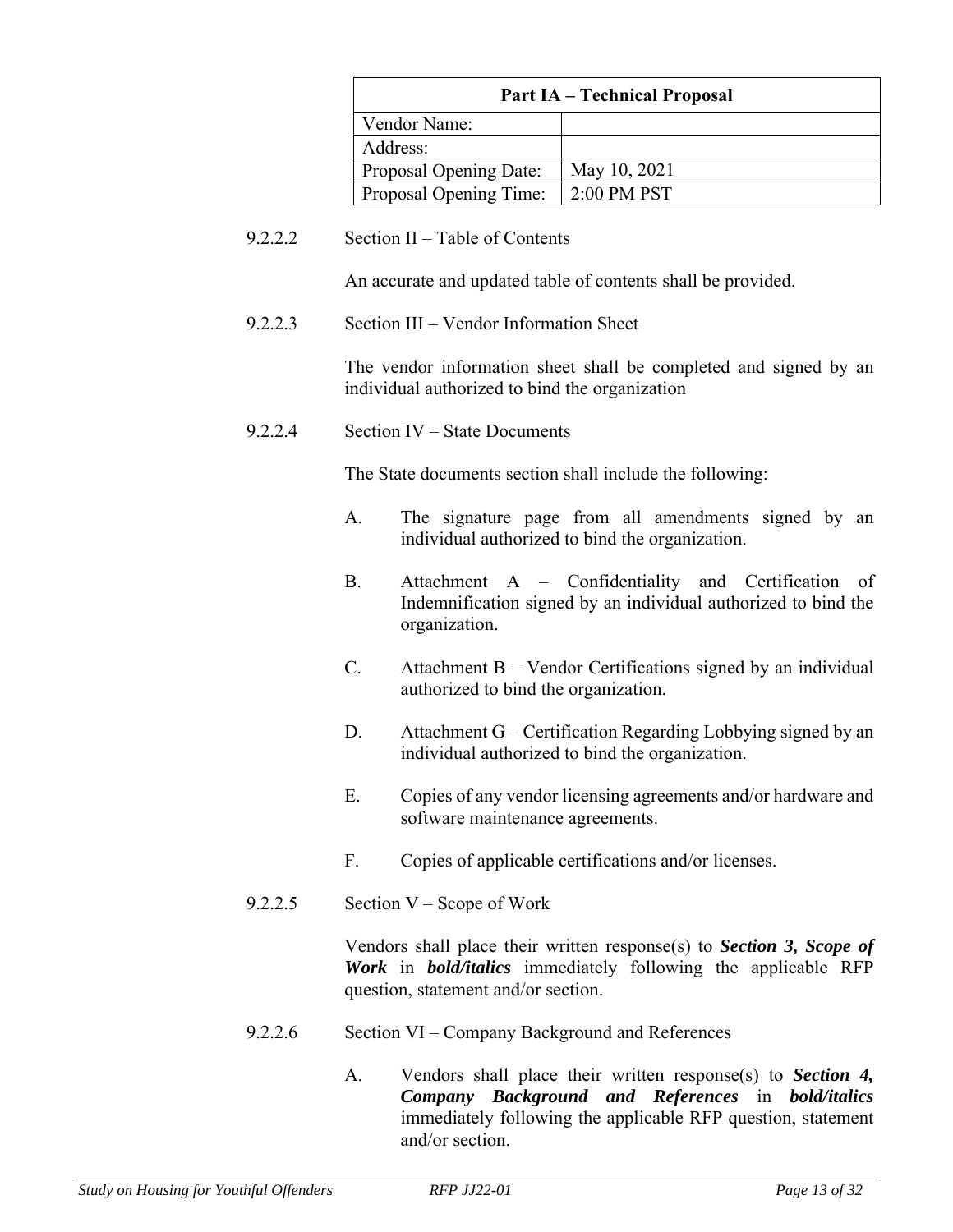| Part IA – Technical Proposal | |
|---|---|
| Vendor Name: | |
| Address: | |
| Proposal Opening Date: | May 10, 2021 |
| Proposal Opening Time: | 2:00 PM PST |

9.2.2.2 Section II – Table of Contents

An accurate and updated table of contents shall be provided.

9.2.2.3 Section III – Vendor Information Sheet

The vendor information sheet shall be completed and signed by an individual authorized to bind the organization

9.2.2.4 Section IV – State Documents

The State documents section shall include the following:

A. The signature page from all amendments signed by an individual authorized to bind the organization.

B. Attachment A – Confidentiality and Certification of Indemnification signed by an individual authorized to bind the organization.

C. Attachment B – Vendor Certifications signed by an individual authorized to bind the organization.

D. Attachment G – Certification Regarding Lobbying signed by an individual authorized to bind the organization.

E. Copies of any vendor licensing agreements and/or hardware and software maintenance agreements.

F. Copies of applicable certifications and/or licenses.

9.2.2.5 Section V – Scope of Work

Vendors shall place their written response(s) to ***Section 3, Scope of Work*** in ***bold/italics*** immediately following the applicable RFP question, statement and/or section.

9.2.2.6 Section VI – Company Background and References

A. Vendors shall place their written response(s) to ***Section 4, Company Background and References*** in ***bold/italics*** immediately following the applicable RFP question, statement and/or section.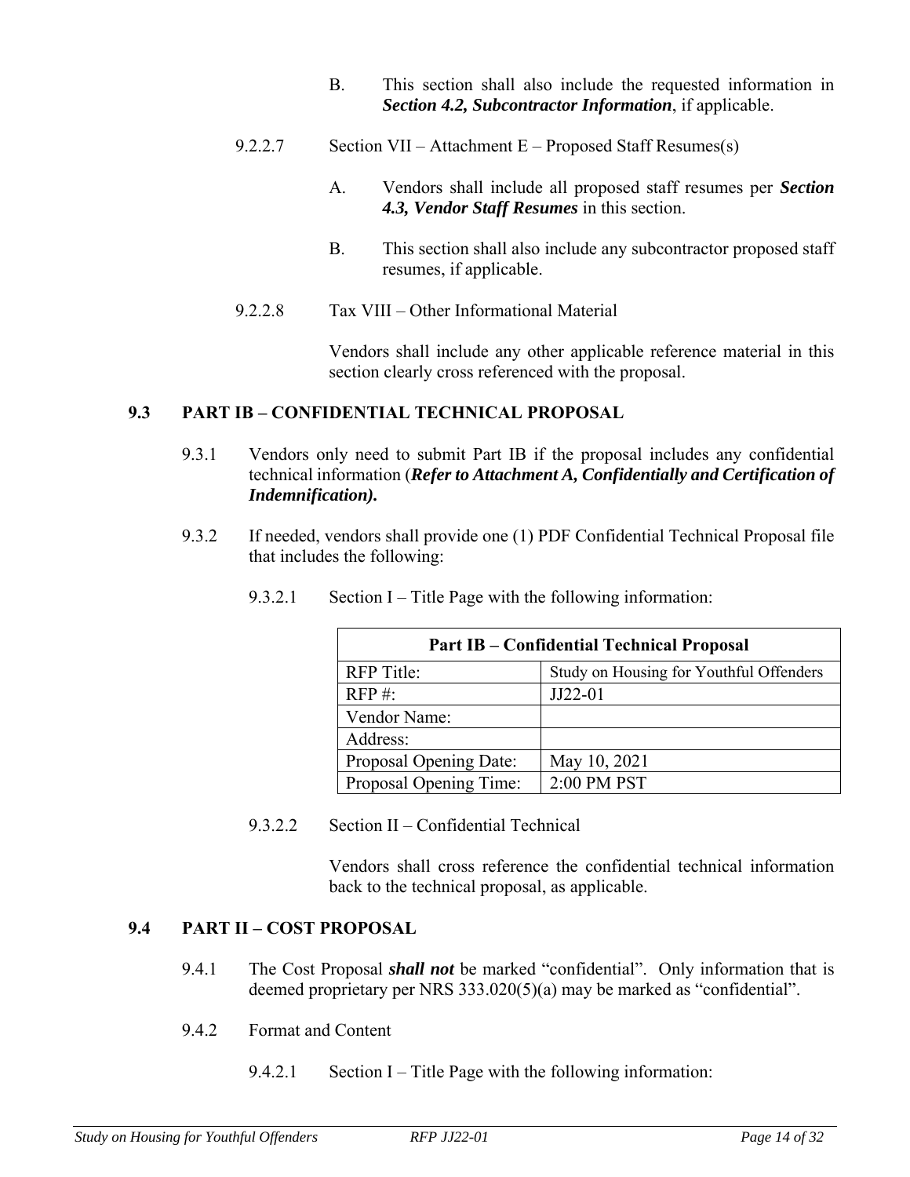B. This section shall also include the requested information in ***Section 4.2, Subcontractor Information***, if applicable.

9.2.2.7 Section VII – Attachment E – Proposed Staff Resumes(s)

A. Vendors shall include all proposed staff resumes per ***Section 4.3, Vendor Staff Resumes*** in this section.

B. This section shall also include any subcontractor proposed staff resumes, if applicable.

9.2.2.8 Tax VIII – Other Informational Material

Vendors shall include any other applicable reference material in this section clearly cross referenced with the proposal.

## 9.3 PART IB – CONFIDENTIAL TECHNICAL PROPOSAL

9.3.1 Vendors only need to submit Part IB if the proposal includes any confidential technical information (***Refer to Attachment A, Confidentially and Certification of Indemnification).***

9.3.2 If needed, vendors shall provide one (1) PDF Confidential Technical Proposal file that includes the following:

9.3.2.1 Section I – Title Page with the following information:

| **Part IB – Confidential Technical Proposal** | |
|---|---|
| RFP Title: | Study on Housing for Youthful Offenders |
| RFP #: | JJ22-01 |
| Vendor Name: | |
| Address: | |
| Proposal Opening Date: | May 10, 2021 |
| Proposal Opening Time: | 2:00 PM PST |

9.3.2.2 Section II – Confidential Technical

Vendors shall cross reference the confidential technical information back to the technical proposal, as applicable.

## 9.4 PART II – COST PROPOSAL

9.4.1 The Cost Proposal ***shall not*** be marked "confidential". Only information that is deemed proprietary per NRS 333.020(5)(a) may be marked as "confidential".

9.4.2 Format and Content

9.4.2.1 Section I – Title Page with the following information: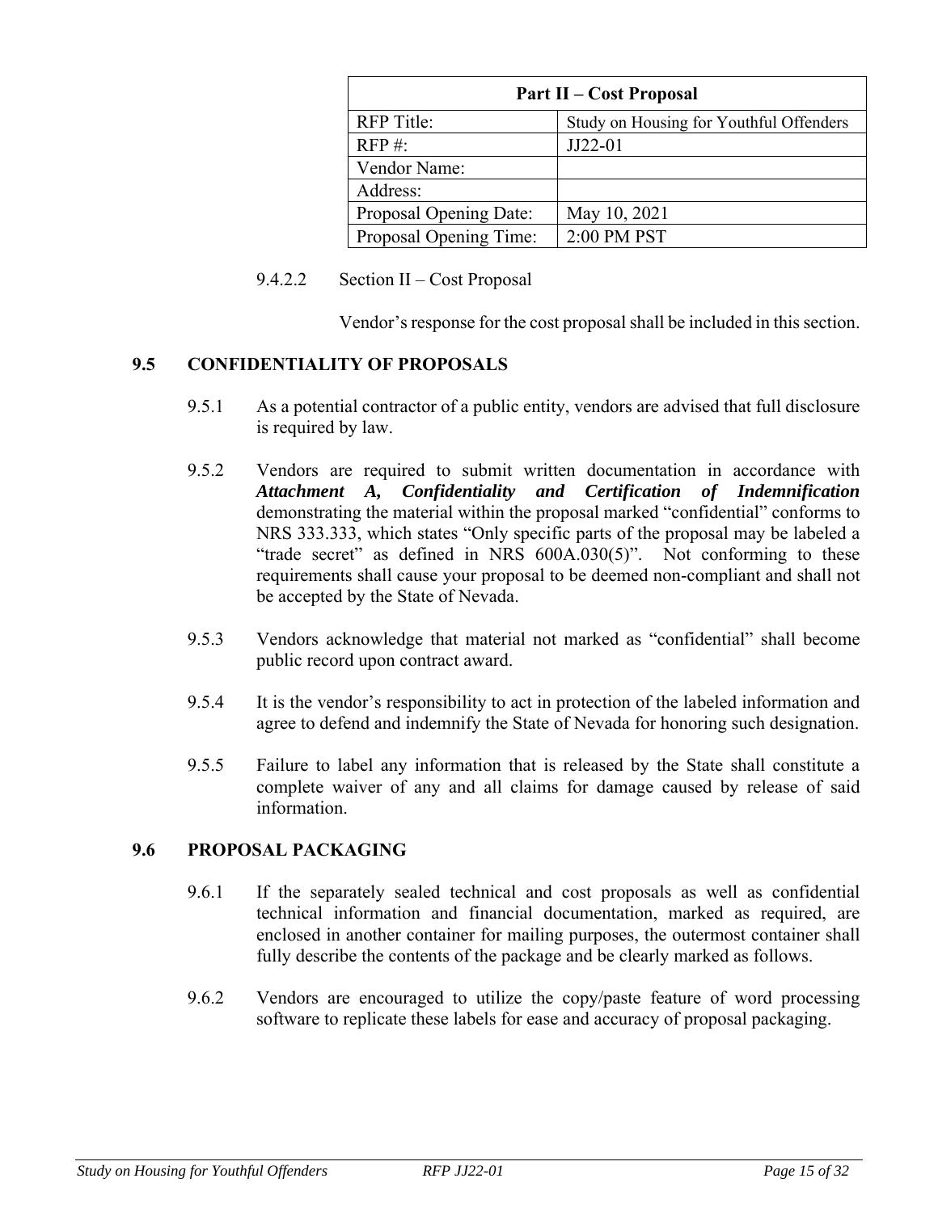| Part II – Cost Proposal | |
|---|---|
| RFP Title: | Study on Housing for Youthful Offenders |
| RFP #: | JJ22-01 |
| Vendor Name: | |
| Address: | |
| Proposal Opening Date: | May 10, 2021 |
| Proposal Opening Time: | 2:00 PM PST |

9.4.2.2 Section II – Cost Proposal

Vendor's response for the cost proposal shall be included in this section.

## 9.5 CONFIDENTIALITY OF PROPOSALS

9.5.1 As a potential contractor of a public entity, vendors are advised that full disclosure is required by law.

9.5.2 Vendors are required to submit written documentation in accordance with ***Attachment A, Confidentiality and Certification of Indemnification*** demonstrating the material within the proposal marked "confidential" conforms to NRS 333.333, which states "Only specific parts of the proposal may be labeled a "trade secret" as defined in NRS 600A.030(5)". Not conforming to these requirements shall cause your proposal to be deemed non-compliant and shall not be accepted by the State of Nevada.

9.5.3 Vendors acknowledge that material not marked as "confidential" shall become public record upon contract award.

9.5.4 It is the vendor's responsibility to act in protection of the labeled information and agree to defend and indemnify the State of Nevada for honoring such designation.

9.5.5 Failure to label any information that is released by the State shall constitute a complete waiver of any and all claims for damage caused by release of said information.

## 9.6 PROPOSAL PACKAGING

9.6.1 If the separately sealed technical and cost proposals as well as confidential technical information and financial documentation, marked as required, are enclosed in another container for mailing purposes, the outermost container shall fully describe the contents of the package and be clearly marked as follows.

9.6.2 Vendors are encouraged to utilize the copy/paste feature of word processing software to replicate these labels for ease and accuracy of proposal packaging.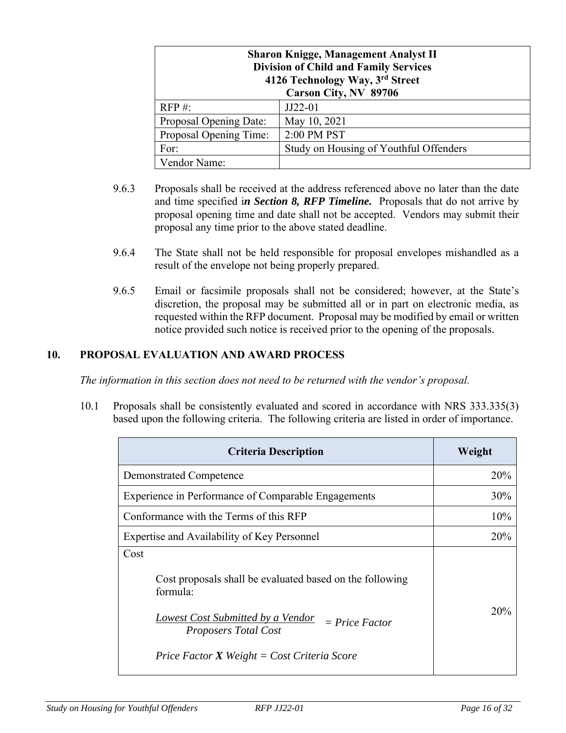| **Sharon Knigge, Management Analyst II<br>Division of Child and Family Services<br>4126 Technology Way, 3rd Street<br>Carson City, NV 89706** | |
|---|---|
| RFP #: | JJ22-01 |
| Proposal Opening Date: | May 10, 2021 |
| Proposal Opening Time: | 2:00 PM PST |
| For: | Study on Housing of Youthful Offenders |
| Vendor Name: | |

9.6.3 Proposals shall be received at the address referenced above no later than the date and time specified i***n Section 8, RFP Timeline.*** Proposals that do not arrive by proposal opening time and date shall not be accepted. Vendors may submit their proposal any time prior to the above stated deadline.

9.6.4 The State shall not be held responsible for proposal envelopes mishandled as a result of the envelope not being properly prepared.

9.6.5 Email or facsimile proposals shall not be considered; however, at the State's discretion, the proposal may be submitted all or in part on electronic media, as requested within the RFP document. Proposal may be modified by email or written notice provided such notice is received prior to the opening of the proposals.

## 10. PROPOSAL EVALUATION AND AWARD PROCESS

*The information in this section does not need to be returned with the vendor's proposal.*

10.1 Proposals shall be consistently evaluated and scored in accordance with NRS 333.335(3) based upon the following criteria. The following criteria are listed in order of importance.

| Criteria Description | Weight |
|---|---|
| Demonstrated Competence | 20% |
| Experience in Performance of Comparable Engagements | 30% |
| Conformance with the Terms of this RFP | 10% |
| Expertise and Availability of Key Personnel | 20% |
| Cost<br><br>Cost proposals shall be evaluated based on the following formula:<br><br>*Lowest Cost Submitted by a Vendor* / *Proposers Total Cost* *= Price Factor*<br><br>*Price Factor **X** Weight = Cost Criteria Score* | 20% |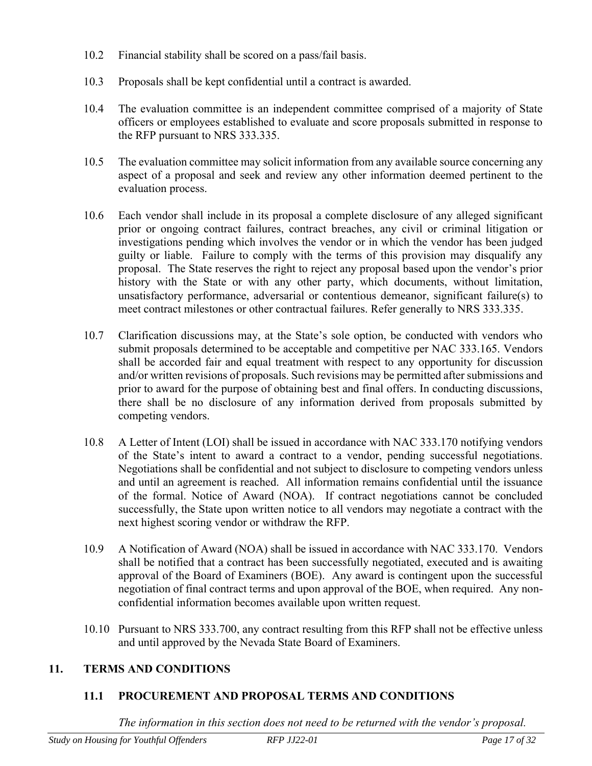10.2 Financial stability shall be scored on a pass/fail basis.

10.3 Proposals shall be kept confidential until a contract is awarded.

10.4 The evaluation committee is an independent committee comprised of a majority of State officers or employees established to evaluate and score proposals submitted in response to the RFP pursuant to NRS 333.335.

10.5 The evaluation committee may solicit information from any available source concerning any aspect of a proposal and seek and review any other information deemed pertinent to the evaluation process.

10.6 Each vendor shall include in its proposal a complete disclosure of any alleged significant prior or ongoing contract failures, contract breaches, any civil or criminal litigation or investigations pending which involves the vendor or in which the vendor has been judged guilty or liable. Failure to comply with the terms of this provision may disqualify any proposal. The State reserves the right to reject any proposal based upon the vendor's prior history with the State or with any other party, which documents, without limitation, unsatisfactory performance, adversarial or contentious demeanor, significant failure(s) to meet contract milestones or other contractual failures. Refer generally to NRS 333.335.

10.7 Clarification discussions may, at the State's sole option, be conducted with vendors who submit proposals determined to be acceptable and competitive per NAC 333.165. Vendors shall be accorded fair and equal treatment with respect to any opportunity for discussion and/or written revisions of proposals. Such revisions may be permitted after submissions and prior to award for the purpose of obtaining best and final offers. In conducting discussions, there shall be no disclosure of any information derived from proposals submitted by competing vendors.

10.8 A Letter of Intent (LOI) shall be issued in accordance with NAC 333.170 notifying vendors of the State's intent to award a contract to a vendor, pending successful negotiations. Negotiations shall be confidential and not subject to disclosure to competing vendors unless and until an agreement is reached. All information remains confidential until the issuance of the formal. Notice of Award (NOA). If contract negotiations cannot be concluded successfully, the State upon written notice to all vendors may negotiate a contract with the next highest scoring vendor or withdraw the RFP.

10.9 A Notification of Award (NOA) shall be issued in accordance with NAC 333.170. Vendors shall be notified that a contract has been successfully negotiated, executed and is awaiting approval of the Board of Examiners (BOE). Any award is contingent upon the successful negotiation of final contract terms and upon approval of the BOE, when required. Any non-confidential information becomes available upon written request.

10.10 Pursuant to NRS 333.700, any contract resulting from this RFP shall not be effective unless and until approved by the Nevada State Board of Examiners.

## 11. TERMS AND CONDITIONS

### 11.1 PROCUREMENT AND PROPOSAL TERMS AND CONDITIONS

*The information in this section does not need to be returned with the vendor's proposal.*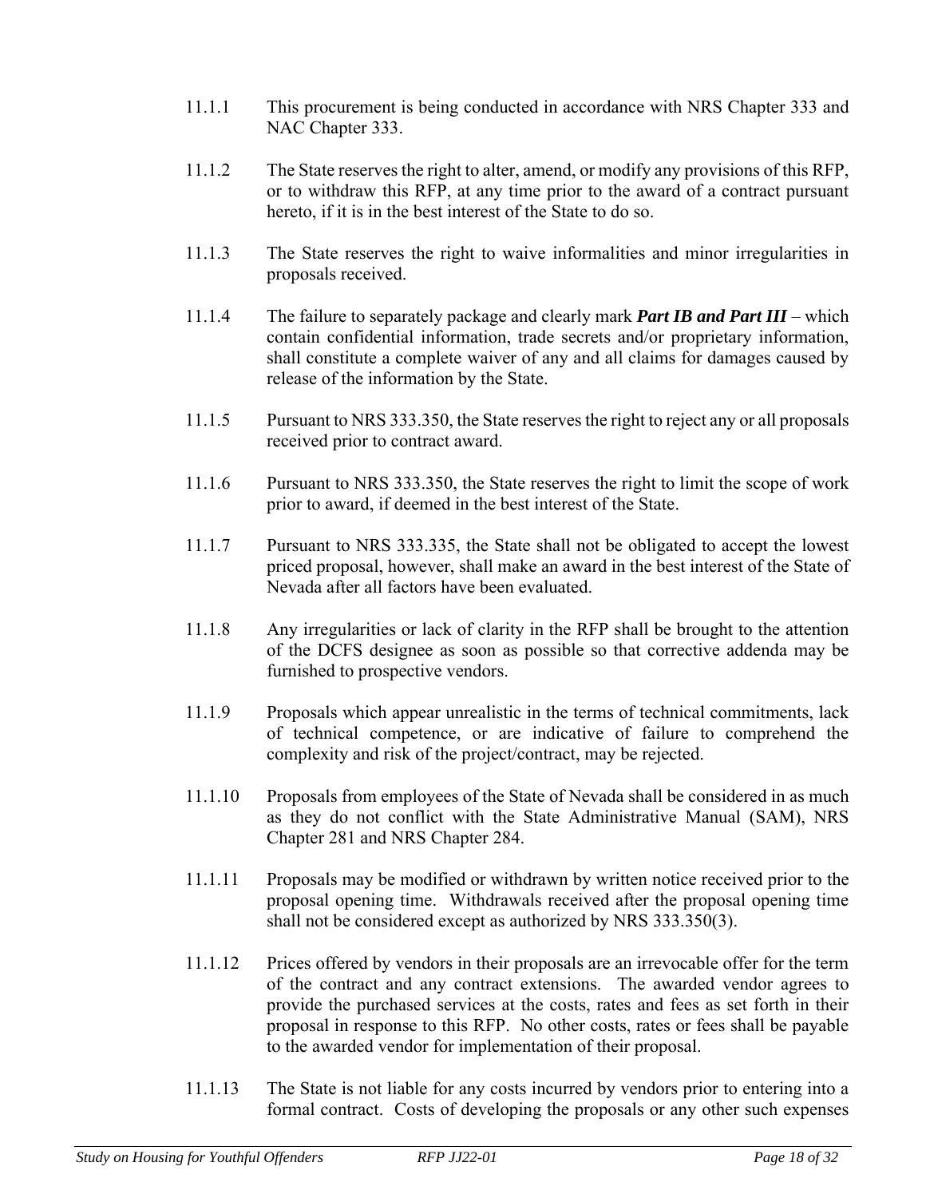11.1.1 This procurement is being conducted in accordance with NRS Chapter 333 and NAC Chapter 333.

11.1.2 The State reserves the right to alter, amend, or modify any provisions of this RFP, or to withdraw this RFP, at any time prior to the award of a contract pursuant hereto, if it is in the best interest of the State to do so.

11.1.3 The State reserves the right to waive informalities and minor irregularities in proposals received.

11.1.4 The failure to separately package and clearly mark ***Part IB and Part III*** – which contain confidential information, trade secrets and/or proprietary information, shall constitute a complete waiver of any and all claims for damages caused by release of the information by the State.

11.1.5 Pursuant to NRS 333.350, the State reserves the right to reject any or all proposals received prior to contract award.

11.1.6 Pursuant to NRS 333.350, the State reserves the right to limit the scope of work prior to award, if deemed in the best interest of the State.

11.1.7 Pursuant to NRS 333.335, the State shall not be obligated to accept the lowest priced proposal, however, shall make an award in the best interest of the State of Nevada after all factors have been evaluated.

11.1.8 Any irregularities or lack of clarity in the RFP shall be brought to the attention of the DCFS designee as soon as possible so that corrective addenda may be furnished to prospective vendors.

11.1.9 Proposals which appear unrealistic in the terms of technical commitments, lack of technical competence, or are indicative of failure to comprehend the complexity and risk of the project/contract, may be rejected.

11.1.10 Proposals from employees of the State of Nevada shall be considered in as much as they do not conflict with the State Administrative Manual (SAM), NRS Chapter 281 and NRS Chapter 284.

11.1.11 Proposals may be modified or withdrawn by written notice received prior to the proposal opening time. Withdrawals received after the proposal opening time shall not be considered except as authorized by NRS 333.350(3).

11.1.12 Prices offered by vendors in their proposals are an irrevocable offer for the term of the contract and any contract extensions. The awarded vendor agrees to provide the purchased services at the costs, rates and fees as set forth in their proposal in response to this RFP. No other costs, rates or fees shall be payable to the awarded vendor for implementation of their proposal.

11.1.13 The State is not liable for any costs incurred by vendors prior to entering into a formal contract. Costs of developing the proposals or any other such expenses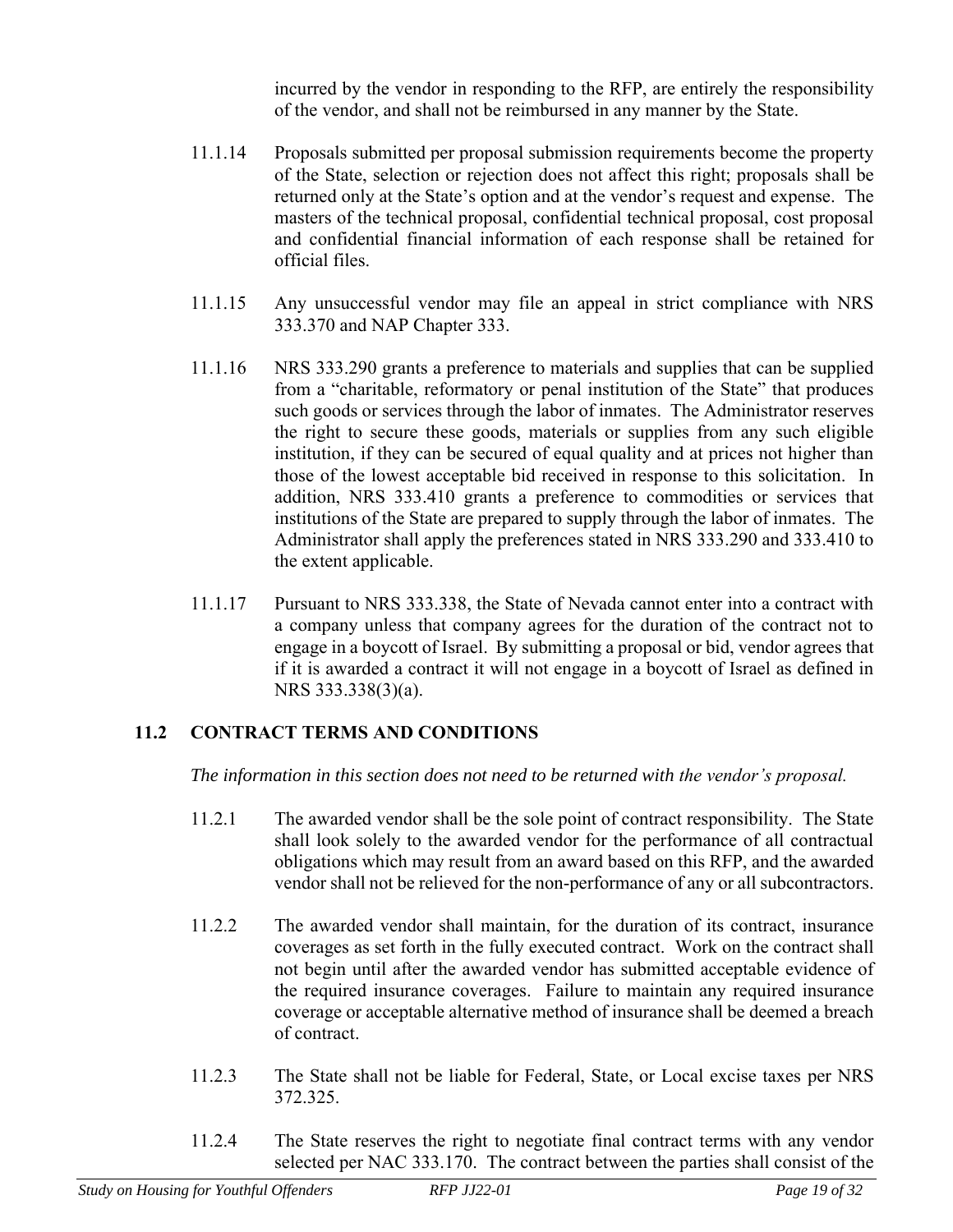incurred by the vendor in responding to the RFP, are entirely the responsibility of the vendor, and shall not be reimbursed in any manner by the State.

11.1.14 Proposals submitted per proposal submission requirements become the property of the State, selection or rejection does not affect this right; proposals shall be returned only at the State's option and at the vendor's request and expense. The masters of the technical proposal, confidential technical proposal, cost proposal and confidential financial information of each response shall be retained for official files.

11.1.15 Any unsuccessful vendor may file an appeal in strict compliance with NRS 333.370 and NAP Chapter 333.

11.1.16 NRS 333.290 grants a preference to materials and supplies that can be supplied from a "charitable, reformatory or penal institution of the State" that produces such goods or services through the labor of inmates. The Administrator reserves the right to secure these goods, materials or supplies from any such eligible institution, if they can be secured of equal quality and at prices not higher than those of the lowest acceptable bid received in response to this solicitation. In addition, NRS 333.410 grants a preference to commodities or services that institutions of the State are prepared to supply through the labor of inmates. The Administrator shall apply the preferences stated in NRS 333.290 and 333.410 to the extent applicable.

11.1.17 Pursuant to NRS 333.338, the State of Nevada cannot enter into a contract with a company unless that company agrees for the duration of the contract not to engage in a boycott of Israel. By submitting a proposal or bid, vendor agrees that if it is awarded a contract it will not engage in a boycott of Israel as defined in NRS 333.338(3)(a).

## 11.2 CONTRACT TERMS AND CONDITIONS

*The information in this section does not need to be returned with the vendor's proposal.*

11.2.1 The awarded vendor shall be the sole point of contract responsibility. The State shall look solely to the awarded vendor for the performance of all contractual obligations which may result from an award based on this RFP, and the awarded vendor shall not be relieved for the non-performance of any or all subcontractors.

11.2.2 The awarded vendor shall maintain, for the duration of its contract, insurance coverages as set forth in the fully executed contract. Work on the contract shall not begin until after the awarded vendor has submitted acceptable evidence of the required insurance coverages. Failure to maintain any required insurance coverage or acceptable alternative method of insurance shall be deemed a breach of contract.

11.2.3 The State shall not be liable for Federal, State, or Local excise taxes per NRS 372.325.

11.2.4 The State reserves the right to negotiate final contract terms with any vendor selected per NAC 333.170. The contract between the parties shall consist of the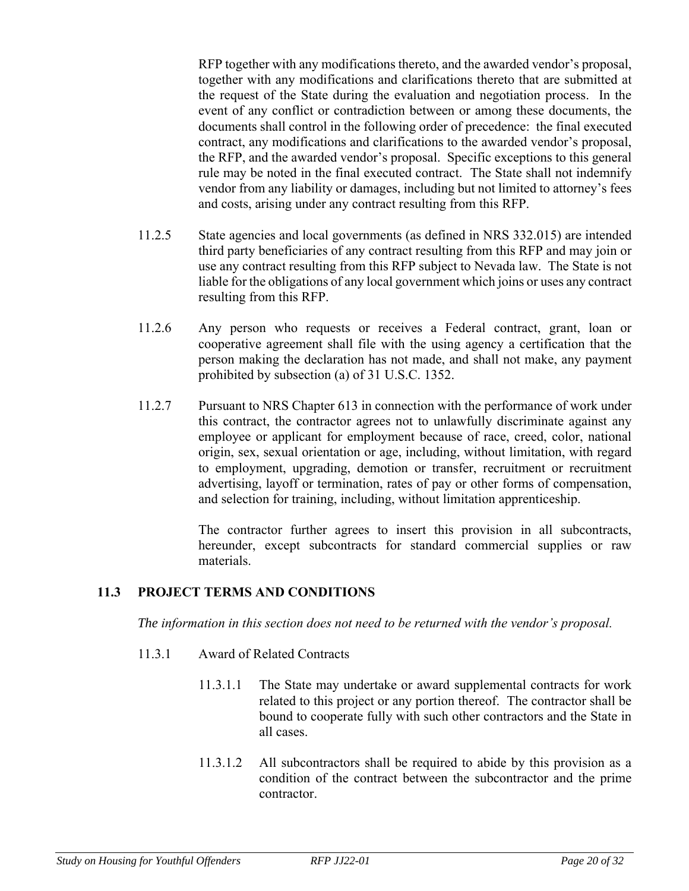RFP together with any modifications thereto, and the awarded vendor's proposal, together with any modifications and clarifications thereto that are submitted at the request of the State during the evaluation and negotiation process. In the event of any conflict or contradiction between or among these documents, the documents shall control in the following order of precedence: the final executed contract, any modifications and clarifications to the awarded vendor's proposal, the RFP, and the awarded vendor's proposal. Specific exceptions to this general rule may be noted in the final executed contract. The State shall not indemnify vendor from any liability or damages, including but not limited to attorney's fees and costs, arising under any contract resulting from this RFP.

11.2.5 State agencies and local governments (as defined in NRS 332.015) are intended third party beneficiaries of any contract resulting from this RFP and may join or use any contract resulting from this RFP subject to Nevada law. The State is not liable for the obligations of any local government which joins or uses any contract resulting from this RFP.

11.2.6 Any person who requests or receives a Federal contract, grant, loan or cooperative agreement shall file with the using agency a certification that the person making the declaration has not made, and shall not make, any payment prohibited by subsection (a) of 31 U.S.C. 1352.

11.2.7 Pursuant to NRS Chapter 613 in connection with the performance of work under this contract, the contractor agrees not to unlawfully discriminate against any employee or applicant for employment because of race, creed, color, national origin, sex, sexual orientation or age, including, without limitation, with regard to employment, upgrading, demotion or transfer, recruitment or recruitment advertising, layoff or termination, rates of pay or other forms of compensation, and selection for training, including, without limitation apprenticeship.

The contractor further agrees to insert this provision in all subcontracts, hereunder, except subcontracts for standard commercial supplies or raw materials.

## 11.3 PROJECT TERMS AND CONDITIONS

*The information in this section does not need to be returned with the vendor's proposal.*

11.3.1 Award of Related Contracts

11.3.1.1 The State may undertake or award supplemental contracts for work related to this project or any portion thereof. The contractor shall be bound to cooperate fully with such other contractors and the State in all cases.

11.3.1.2 All subcontractors shall be required to abide by this provision as a condition of the contract between the subcontractor and the prime contractor.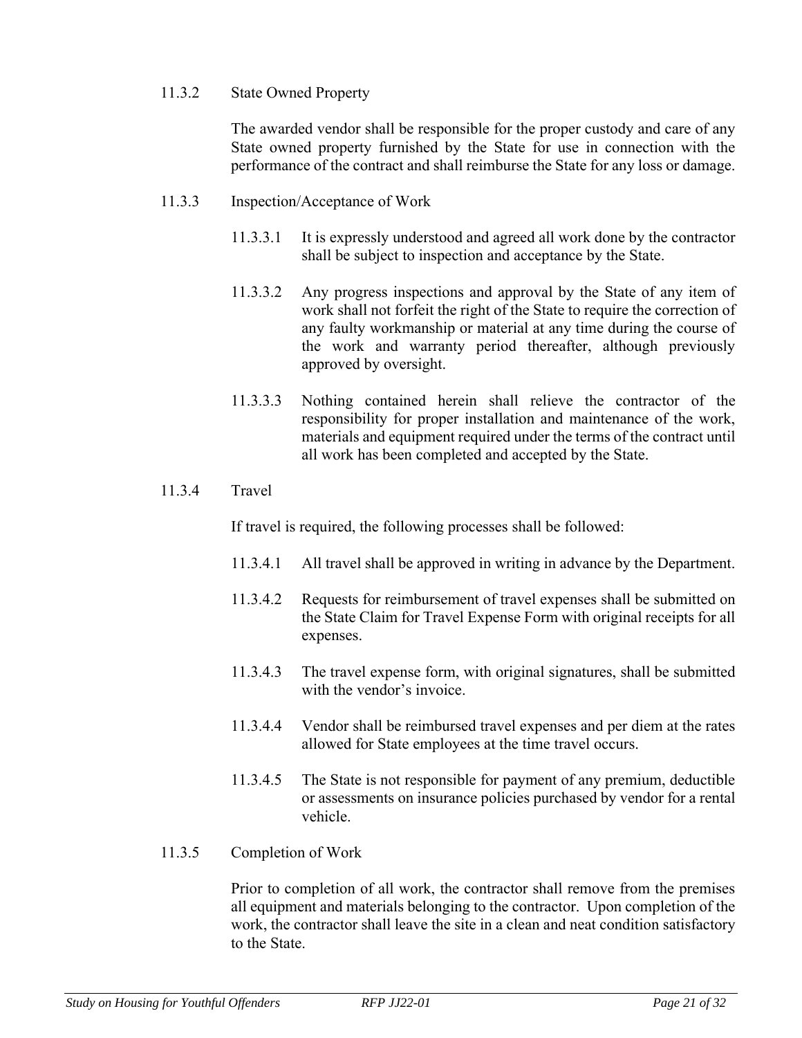### 11.3.2 State Owned Property

The awarded vendor shall be responsible for the proper custody and care of any State owned property furnished by the State for use in connection with the performance of the contract and shall reimburse the State for any loss or damage.

### 11.3.3 Inspection/Acceptance of Work

11.3.3.1 It is expressly understood and agreed all work done by the contractor shall be subject to inspection and acceptance by the State.

11.3.3.2 Any progress inspections and approval by the State of any item of work shall not forfeit the right of the State to require the correction of any faulty workmanship or material at any time during the course of the work and warranty period thereafter, although previously approved by oversight.

11.3.3.3 Nothing contained herein shall relieve the contractor of the responsibility for proper installation and maintenance of the work, materials and equipment required under the terms of the contract until all work has been completed and accepted by the State.

### 11.3.4 Travel

If travel is required, the following processes shall be followed:

11.3.4.1 All travel shall be approved in writing in advance by the Department.

11.3.4.2 Requests for reimbursement of travel expenses shall be submitted on the State Claim for Travel Expense Form with original receipts for all expenses.

11.3.4.3 The travel expense form, with original signatures, shall be submitted with the vendor's invoice.

11.3.4.4 Vendor shall be reimbursed travel expenses and per diem at the rates allowed for State employees at the time travel occurs.

11.3.4.5 The State is not responsible for payment of any premium, deductible or assessments on insurance policies purchased by vendor for a rental vehicle.

### 11.3.5 Completion of Work

Prior to completion of all work, the contractor shall remove from the premises all equipment and materials belonging to the contractor. Upon completion of the work, the contractor shall leave the site in a clean and neat condition satisfactory to the State.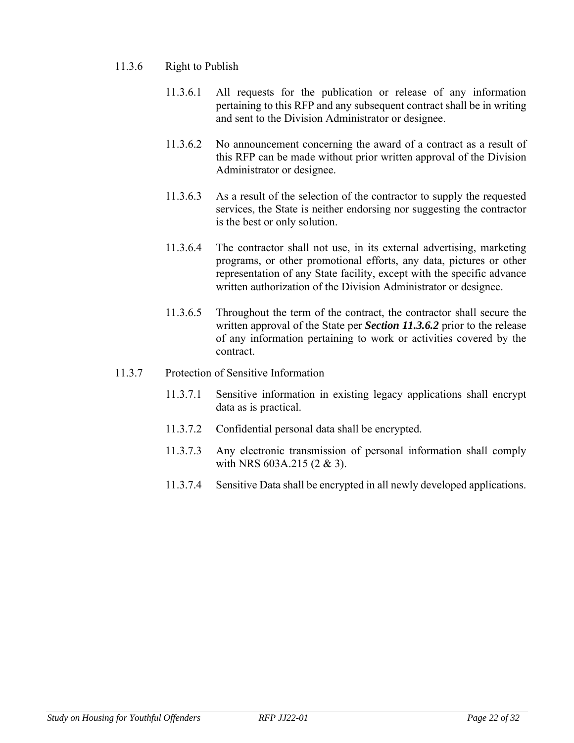11.3.6 Right to Publish

11.3.6.1 All requests for the publication or release of any information pertaining to this RFP and any subsequent contract shall be in writing and sent to the Division Administrator or designee.

11.3.6.2 No announcement concerning the award of a contract as a result of this RFP can be made without prior written approval of the Division Administrator or designee.

11.3.6.3 As a result of the selection of the contractor to supply the requested services, the State is neither endorsing nor suggesting the contractor is the best or only solution.

11.3.6.4 The contractor shall not use, in its external advertising, marketing programs, or other promotional efforts, any data, pictures or other representation of any State facility, except with the specific advance written authorization of the Division Administrator or designee.

11.3.6.5 Throughout the term of the contract, the contractor shall secure the written approval of the State per ***Section 11.3.6.2*** prior to the release of any information pertaining to work or activities covered by the contract.

11.3.7 Protection of Sensitive Information

11.3.7.1 Sensitive information in existing legacy applications shall encrypt data as is practical.

11.3.7.2 Confidential personal data shall be encrypted.

11.3.7.3 Any electronic transmission of personal information shall comply with NRS 603A.215 (2 & 3).

11.3.7.4 Sensitive Data shall be encrypted in all newly developed applications.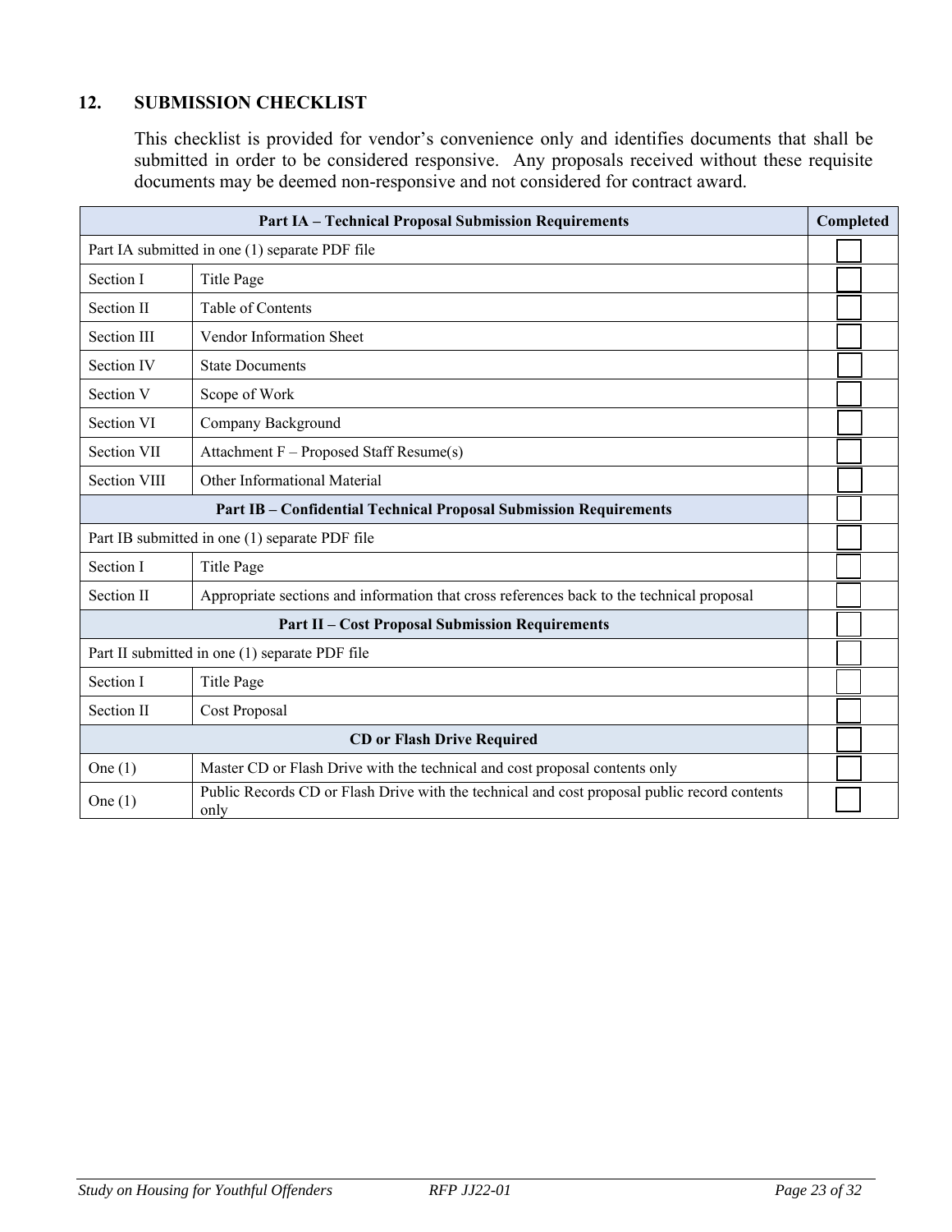## 12. SUBMISSION CHECKLIST

This checklist is provided for vendor's convenience only and identifies documents that shall be submitted in order to be considered responsive. Any proposals received without these requisite documents may be deemed non-responsive and not considered for contract award.

| **Part IA – Technical Proposal Submission Requirements** | | **Completed** |
|---|---|---|
| Part IA submitted in one (1) separate PDF file | | ☐ |
| Section I | Title Page | ☐ |
| Section II | Table of Contents | ☐ |
| Section III | Vendor Information Sheet | ☐ |
| Section IV | State Documents | ☐ |
| Section V | Scope of Work | ☐ |
| Section VI | Company Background | ☐ |
| Section VII | Attachment F – Proposed Staff Resume(s) | ☐ |
| Section VIII | Other Informational Material | ☐ |
| **Part IB – Confidential Technical Proposal Submission Requirements** | | ☐ |
| Part IB submitted in one (1) separate PDF file | | ☐ |
| Section I | Title Page | ☐ |
| Section II | Appropriate sections and information that cross references back to the technical proposal | ☐ |
| **Part II – Cost Proposal Submission Requirements** | | ☐ |
| Part II submitted in one (1) separate PDF file | | ☐ |
| Section I | Title Page | ☐ |
| Section II | Cost Proposal | ☐ |
| **CD or Flash Drive Required** | | ☐ |
| One (1) | Master CD or Flash Drive with the technical and cost proposal contents only | ☐ |
| One (1) | Public Records CD or Flash Drive with the technical and cost proposal public record contents only | ☐ |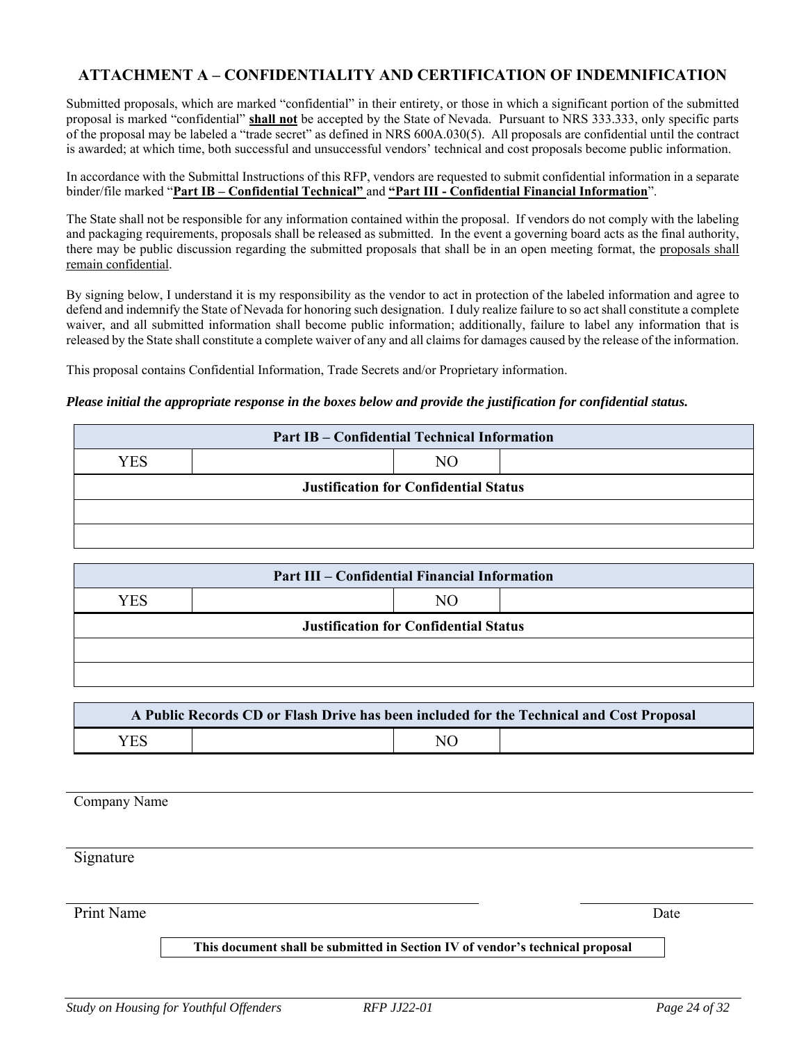## ATTACHMENT A – CONFIDENTIALITY AND CERTIFICATION OF INDEMNIFICATION

Submitted proposals, which are marked "confidential" in their entirety, or those in which a significant portion of the submitted proposal is marked "confidential" **shall not** be accepted by the State of Nevada. Pursuant to NRS 333.333, only specific parts of the proposal may be labeled a "trade secret" as defined in NRS 600A.030(5). All proposals are confidential until the contract is awarded; at which time, both successful and unsuccessful vendors' technical and cost proposals become public information.

In accordance with the Submittal Instructions of this RFP, vendors are requested to submit confidential information in a separate binder/file marked "**Part IB – Confidential Technical"** and **"Part III - Confidential Financial Information**".

The State shall not be responsible for any information contained within the proposal. If vendors do not comply with the labeling and packaging requirements, proposals shall be released as submitted. In the event a governing board acts as the final authority, there may be public discussion regarding the submitted proposals that shall be in an open meeting format, the proposals shall remain confidential.

By signing below, I understand it is my responsibility as the vendor to act in protection of the labeled information and agree to defend and indemnify the State of Nevada for honoring such designation. I duly realize failure to so act shall constitute a complete waiver, and all submitted information shall become public information; additionally, failure to label any information that is released by the State shall constitute a complete waiver of any and all claims for damages caused by the release of the information.

This proposal contains Confidential Information, Trade Secrets and/or Proprietary information.

***Please initial the appropriate response in the boxes below and provide the justification for confidential status.***

| Part IB – Confidential Technical Information | | | |
|---|---|---|---|
| YES | | NO | |
| **Justification for Confidential Status** | | | |
| | | | |
| | | | |

| Part III – Confidential Financial Information | | | |
|---|---|---|---|
| YES | | NO | |
| **Justification for Confidential Status** | | | |
| | | | |
| | | | |

| A Public Records CD or Flash Drive has been included for the Technical and Cost Proposal | | | |
|---|---|---|---|
| YES | | NO | |

Company Name

Signature

Print Name Date

**This document shall be submitted in Section IV of vendor's technical proposal**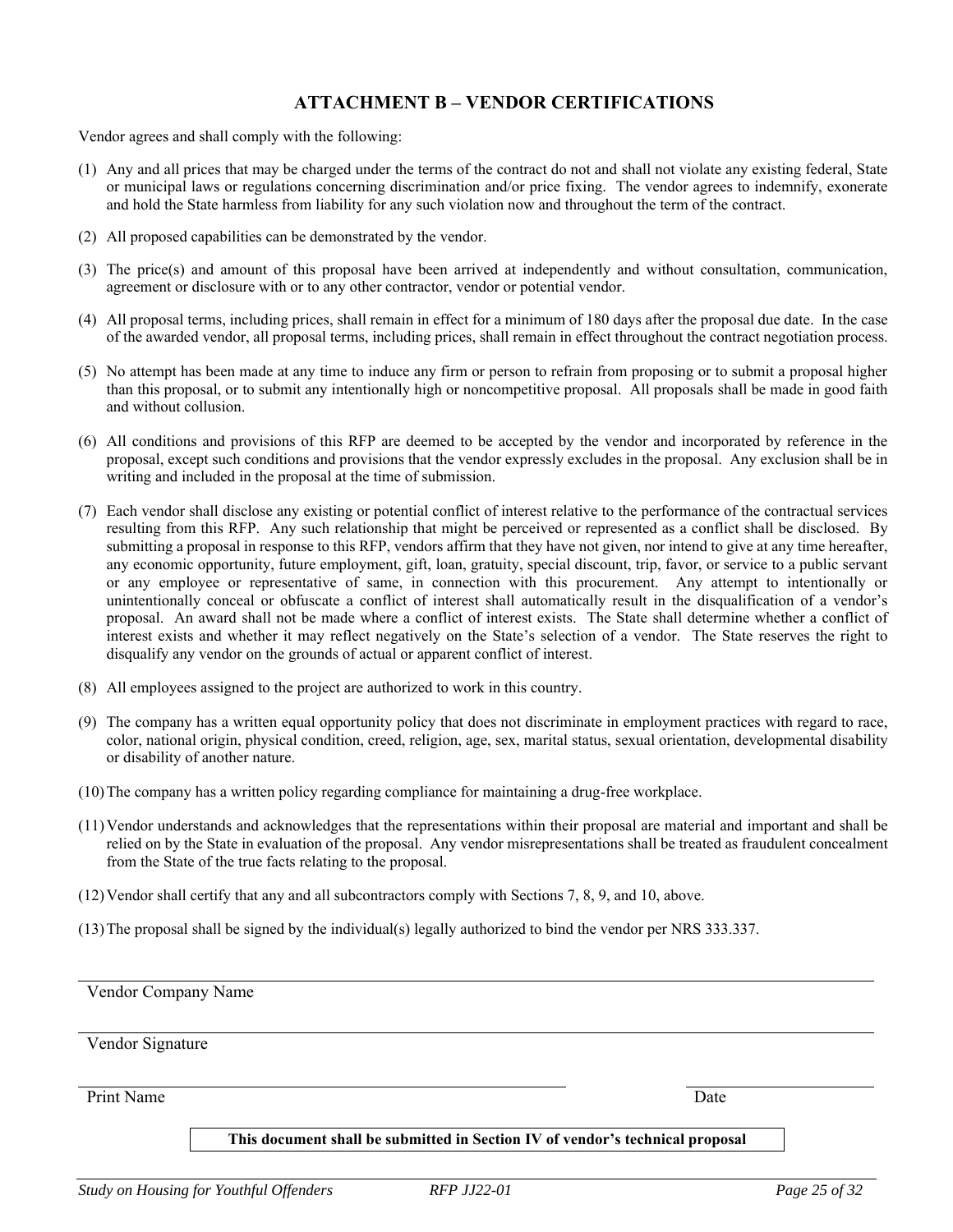# ATTACHMENT B – VENDOR CERTIFICATIONS

Vendor agrees and shall comply with the following:

(1) Any and all prices that may be charged under the terms of the contract do not and shall not violate any existing federal, State or municipal laws or regulations concerning discrimination and/or price fixing. The vendor agrees to indemnify, exonerate and hold the State harmless from liability for any such violation now and throughout the term of the contract.

(2) All proposed capabilities can be demonstrated by the vendor.

(3) The price(s) and amount of this proposal have been arrived at independently and without consultation, communication, agreement or disclosure with or to any other contractor, vendor or potential vendor.

(4) All proposal terms, including prices, shall remain in effect for a minimum of 180 days after the proposal due date. In the case of the awarded vendor, all proposal terms, including prices, shall remain in effect throughout the contract negotiation process.

(5) No attempt has been made at any time to induce any firm or person to refrain from proposing or to submit a proposal higher than this proposal, or to submit any intentionally high or noncompetitive proposal. All proposals shall be made in good faith and without collusion.

(6) All conditions and provisions of this RFP are deemed to be accepted by the vendor and incorporated by reference in the proposal, except such conditions and provisions that the vendor expressly excludes in the proposal. Any exclusion shall be in writing and included in the proposal at the time of submission.

(7) Each vendor shall disclose any existing or potential conflict of interest relative to the performance of the contractual services resulting from this RFP. Any such relationship that might be perceived or represented as a conflict shall be disclosed. By submitting a proposal in response to this RFP, vendors affirm that they have not given, nor intend to give at any time hereafter, any economic opportunity, future employment, gift, loan, gratuity, special discount, trip, favor, or service to a public servant or any employee or representative of same, in connection with this procurement. Any attempt to intentionally or unintentionally conceal or obfuscate a conflict of interest shall automatically result in the disqualification of a vendor's proposal. An award shall not be made where a conflict of interest exists. The State shall determine whether a conflict of interest exists and whether it may reflect negatively on the State's selection of a vendor. The State reserves the right to disqualify any vendor on the grounds of actual or apparent conflict of interest.

(8) All employees assigned to the project are authorized to work in this country.

(9) The company has a written equal opportunity policy that does not discriminate in employment practices with regard to race, color, national origin, physical condition, creed, religion, age, sex, marital status, sexual orientation, developmental disability or disability of another nature.

(10) The company has a written policy regarding compliance for maintaining a drug-free workplace.

(11) Vendor understands and acknowledges that the representations within their proposal are material and important and shall be relied on by the State in evaluation of the proposal. Any vendor misrepresentations shall be treated as fraudulent concealment from the State of the true facts relating to the proposal.

(12) Vendor shall certify that any and all subcontractors comply with Sections 7, 8, 9, and 10, above.

(13) The proposal shall be signed by the individual(s) legally authorized to bind the vendor per NRS 333.337.

\_\_\_\_\_\_\_\_\_\_\_\_\_\_\_\_\_\_\_\_\_\_\_\_\_\_\_\_\_\_\_\_\_\_\_\_\_\_\_\_

Vendor Company Name

\_\_\_\_\_\_\_\_\_\_\_\_\_\_\_\_\_\_\_\_\_\_\_\_\_\_\_\_\_\_\_\_\_\_\_\_\_\_\_\_

Vendor Signature

\_\_\_\_\_\_\_\_\_\_\_\_\_\_\_\_\_\_\_\_\_\_\_\_\_\_\_\_\_\_ \_\_\_\_\_\_\_\_\_\_\_\_\_\_

Print Name Date

**This document shall be submitted in Section IV of vendor's technical proposal**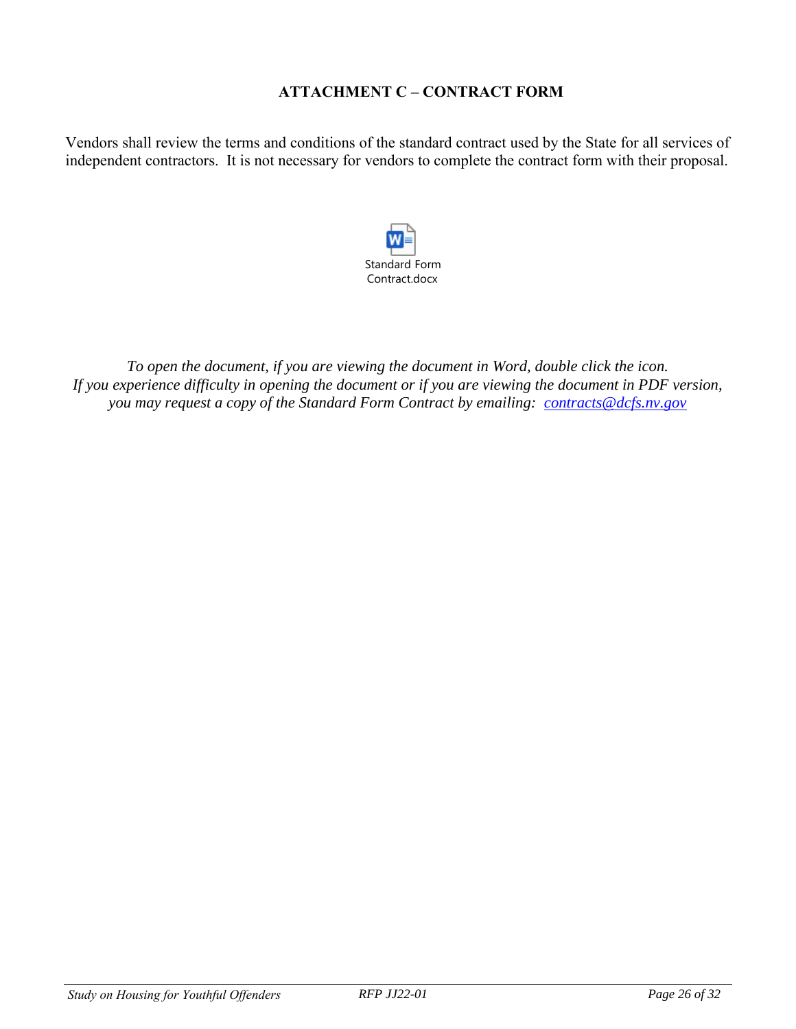## ATTACHMENT C – CONTRACT FORM

Vendors shall review the terms and conditions of the standard contract used by the State for all services of independent contractors. It is not necessary for vendors to complete the contract form with their proposal.

Standard Form Contract.docx

*To open the document, if you are viewing the document in Word, double click the icon.*
*If you experience difficulty in opening the document or if you are viewing the document in PDF version, you may request a copy of the Standard Form Contract by emailing: [contracts@dcfs.nv.gov](mailto:contracts@dcfs.nv.gov)*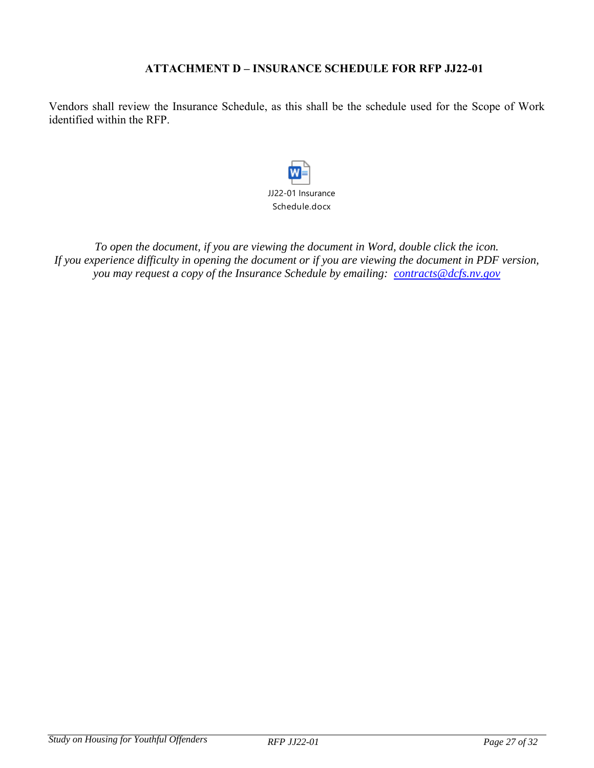## ATTACHMENT D – INSURANCE SCHEDULE FOR RFP JJ22-01

Vendors shall review the Insurance Schedule, as this shall be the schedule used for the Scope of Work identified within the RFP.

JJ22-01 Insurance Schedule.docx

*To open the document, if you are viewing the document in Word, double click the icon. If you experience difficulty in opening the document or if you are viewing the document in PDF version, you may request a copy of the Insurance Schedule by emailing: contracts@dcfs.nv.gov*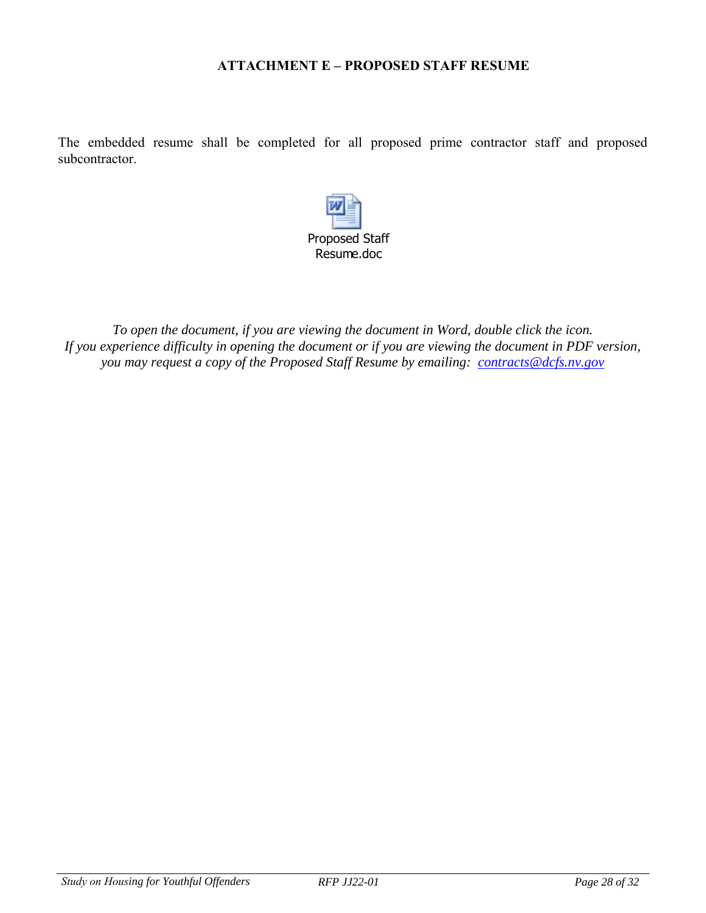### ATTACHMENT E – PROPOSED STAFF RESUME

The embedded resume shall be completed for all proposed prime contractor staff and proposed subcontractor.

Proposed Staff Resume.doc

*To open the document, if you are viewing the document in Word, double click the icon. If you experience difficulty in opening the document or if you are viewing the document in PDF version, you may request a copy of the Proposed Staff Resume by emailing: contracts@dcfs.nv.gov*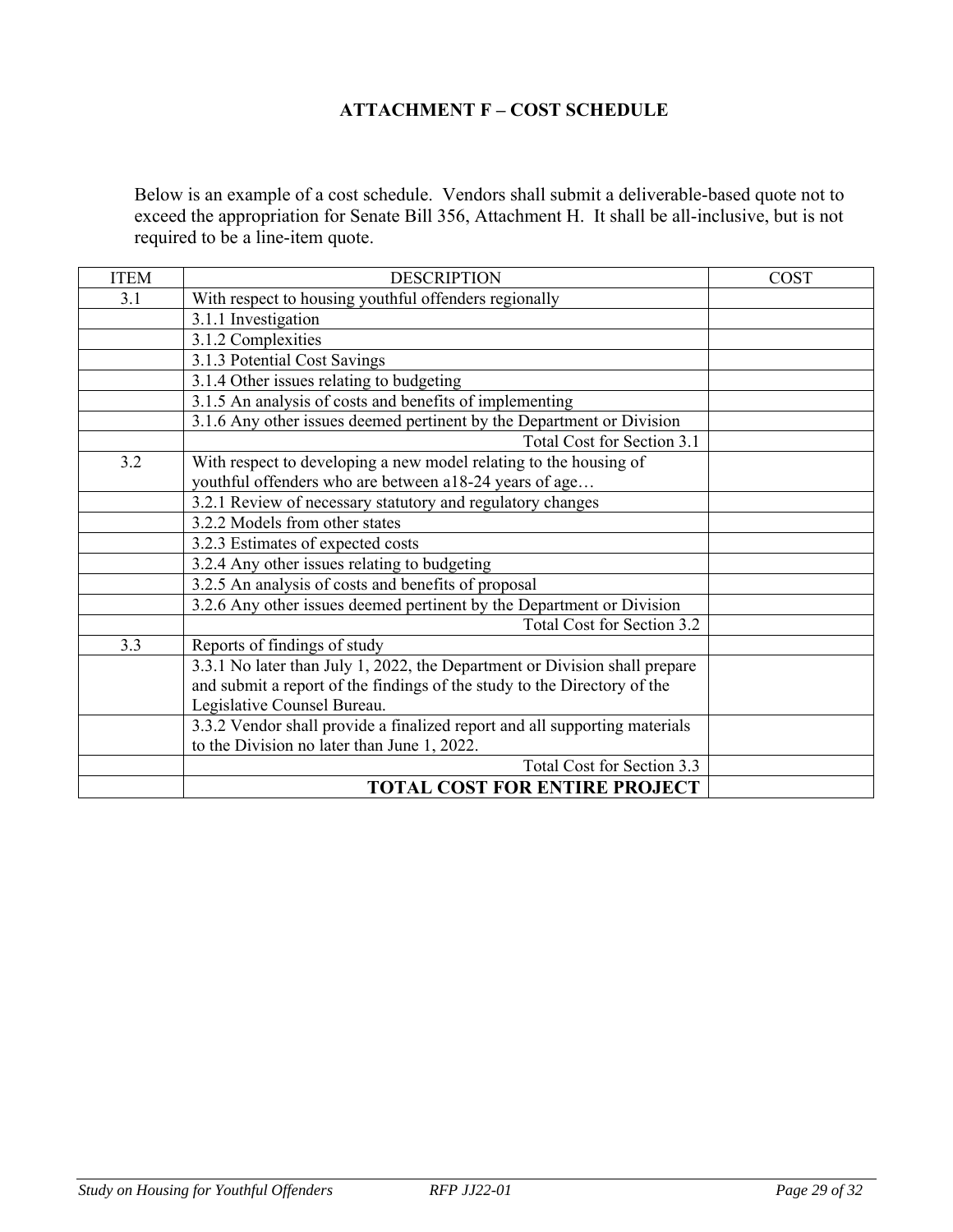## ATTACHMENT F – COST SCHEDULE

Below is an example of a cost schedule. Vendors shall submit a deliverable-based quote not to exceed the appropriation for Senate Bill 356, Attachment H. It shall be all-inclusive, but is not required to be a line-item quote.

| ITEM | DESCRIPTION | COST |
|---|---|---|
| 3.1 | With respect to housing youthful offenders regionally | |
| | 3.1.1 Investigation | |
| | 3.1.2 Complexities | |
| | 3.1.3 Potential Cost Savings | |
| | 3.1.4 Other issues relating to budgeting | |
| | 3.1.5 An analysis of costs and benefits of implementing | |
| | 3.1.6 Any other issues deemed pertinent by the Department or Division | |
| | Total Cost for Section 3.1 | |
| 3.2 | With respect to developing a new model relating to the housing of youthful offenders who are between a18-24 years of age… | |
| | 3.2.1 Review of necessary statutory and regulatory changes | |
| | 3.2.2 Models from other states | |
| | 3.2.3 Estimates of expected costs | |
| | 3.2.4 Any other issues relating to budgeting | |
| | 3.2.5 An analysis of costs and benefits of proposal | |
| | 3.2.6 Any other issues deemed pertinent by the Department or Division | |
| | Total Cost for Section 3.2 | |
| 3.3 | Reports of findings of study | |
| | 3.3.1 No later than July 1, 2022, the Department or Division shall prepare and submit a report of the findings of the study to the Directory of the Legislative Counsel Bureau. | |
| | 3.3.2 Vendor shall provide a finalized report and all supporting materials to the Division no later than June 1, 2022. | |
| | Total Cost for Section 3.3 | |
| | **TOTAL COST FOR ENTIRE PROJECT** | |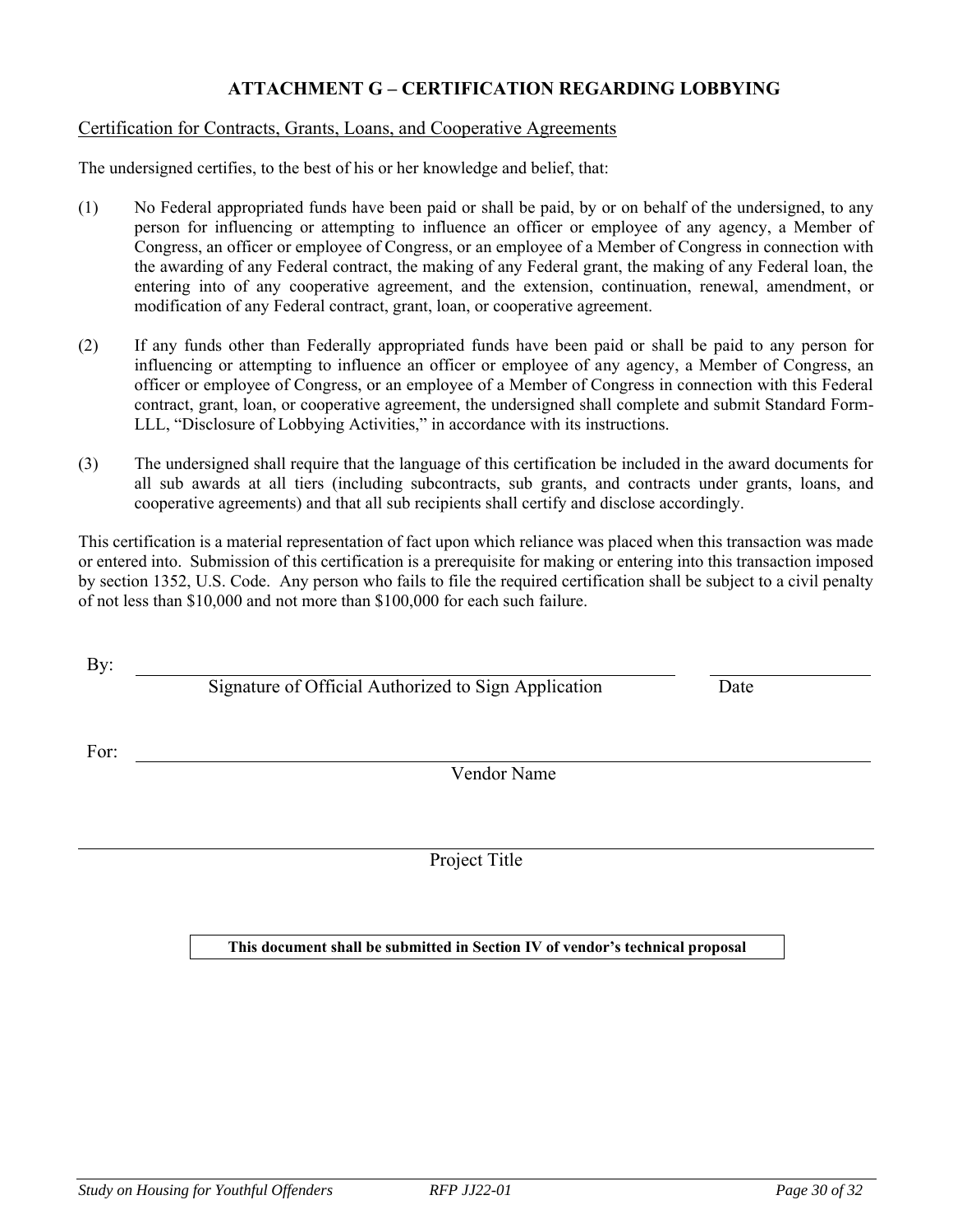# ATTACHMENT G – CERTIFICATION REGARDING LOBBYING

Certification for Contracts, Grants, Loans, and Cooperative Agreements

The undersigned certifies, to the best of his or her knowledge and belief, that:

(1) No Federal appropriated funds have been paid or shall be paid, by or on behalf of the undersigned, to any person for influencing or attempting to influence an officer or employee of any agency, a Member of Congress, an officer or employee of Congress, or an employee of a Member of Congress in connection with the awarding of any Federal contract, the making of any Federal grant, the making of any Federal loan, the entering into of any cooperative agreement, and the extension, continuation, renewal, amendment, or modification of any Federal contract, grant, loan, or cooperative agreement.

(2) If any funds other than Federally appropriated funds have been paid or shall be paid to any person for influencing or attempting to influence an officer or employee of any agency, a Member of Congress, an officer or employee of Congress, or an employee of a Member of Congress in connection with this Federal contract, grant, loan, or cooperative agreement, the undersigned shall complete and submit Standard Form-LLL, "Disclosure of Lobbying Activities," in accordance with its instructions.

(3) The undersigned shall require that the language of this certification be included in the award documents for all sub awards at all tiers (including subcontracts, sub grants, and contracts under grants, loans, and cooperative agreements) and that all sub recipients shall certify and disclose accordingly.

This certification is a material representation of fact upon which reliance was placed when this transaction was made or entered into. Submission of this certification is a prerequisite for making or entering into this transaction imposed by section 1352, U.S. Code. Any person who fails to file the required certification shall be subject to a civil penalty of not less than $10,000 and not more than $100,000 for each such failure.

By: ______________________________________________ ________________

Signature of Official Authorized to Sign Application Date

For: ______________________________________________

Vendor Name

______________________________________________

Project Title

**This document shall be submitted in Section IV of vendor's technical proposal**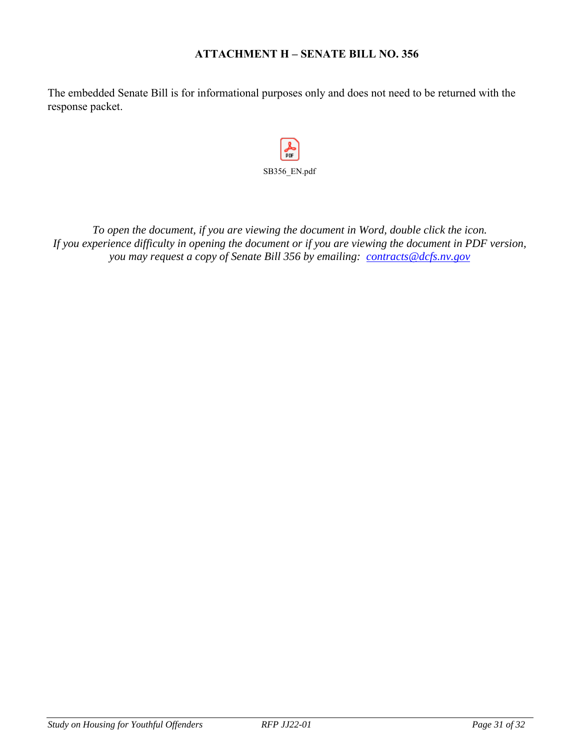### ATTACHMENT H – SENATE BILL NO. 356

The embedded Senate Bill is for informational purposes only and does not need to be returned with the response packet.

SB356_EN.pdf

*To open the document, if you are viewing the document in Word, double click the icon.*
*If you experience difficulty in opening the document or if you are viewing the document in PDF version, you may request a copy of Senate Bill 356 by emailing: contracts@dcfs.nv.gov*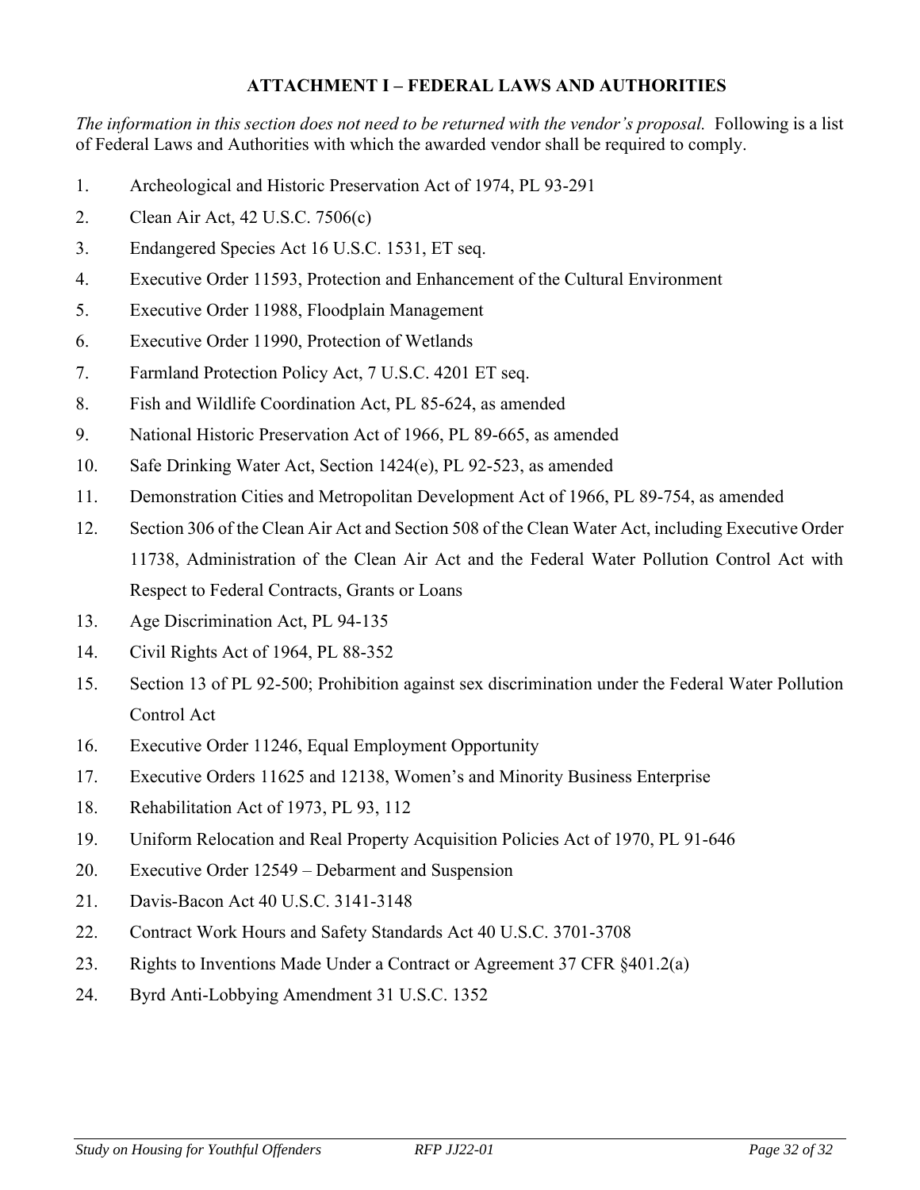## ATTACHMENT I – FEDERAL LAWS AND AUTHORITIES

*The information in this section does not need to be returned with the vendor's proposal.* Following is a list of Federal Laws and Authorities with which the awarded vendor shall be required to comply.

1. Archeological and Historic Preservation Act of 1974, PL 93-291
2. Clean Air Act, 42 U.S.C. 7506(c)
3. Endangered Species Act 16 U.S.C. 1531, ET seq.
4. Executive Order 11593, Protection and Enhancement of the Cultural Environment
5. Executive Order 11988, Floodplain Management
6. Executive Order 11990, Protection of Wetlands
7. Farmland Protection Policy Act, 7 U.S.C. 4201 ET seq.
8. Fish and Wildlife Coordination Act, PL 85-624, as amended
9. National Historic Preservation Act of 1966, PL 89-665, as amended
10. Safe Drinking Water Act, Section 1424(e), PL 92-523, as amended
11. Demonstration Cities and Metropolitan Development Act of 1966, PL 89-754, as amended
12. Section 306 of the Clean Air Act and Section 508 of the Clean Water Act, including Executive Order 11738, Administration of the Clean Air Act and the Federal Water Pollution Control Act with Respect to Federal Contracts, Grants or Loans
13. Age Discrimination Act, PL 94-135
14. Civil Rights Act of 1964, PL 88-352
15. Section 13 of PL 92-500; Prohibition against sex discrimination under the Federal Water Pollution Control Act
16. Executive Order 11246, Equal Employment Opportunity
17. Executive Orders 11625 and 12138, Women's and Minority Business Enterprise
18. Rehabilitation Act of 1973, PL 93, 112
19. Uniform Relocation and Real Property Acquisition Policies Act of 1970, PL 91-646
20. Executive Order 12549 – Debarment and Suspension
21. Davis-Bacon Act 40 U.S.C. 3141-3148
22. Contract Work Hours and Safety Standards Act 40 U.S.C. 3701-3708
23. Rights to Inventions Made Under a Contract or Agreement 37 CFR §401.2(a)
24. Byrd Anti-Lobbying Amendment 31 U.S.C. 1352